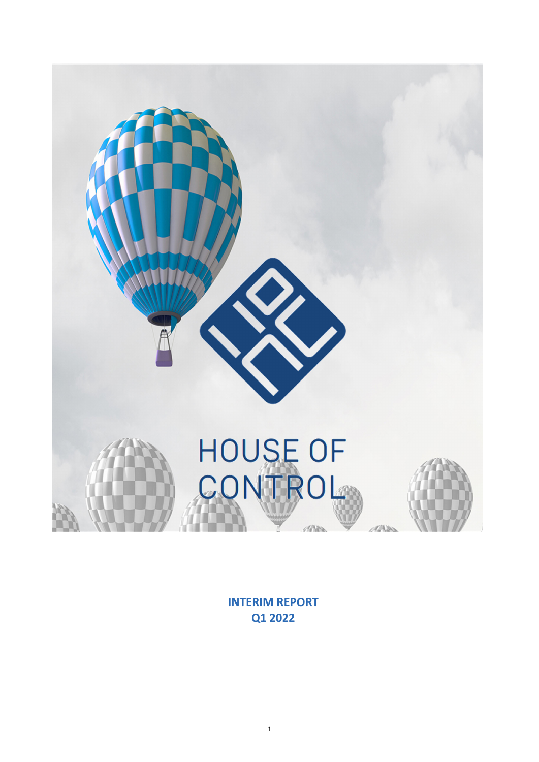HOUSE OF CONTROL

**INTERIM REPORT**
**Q1 2022**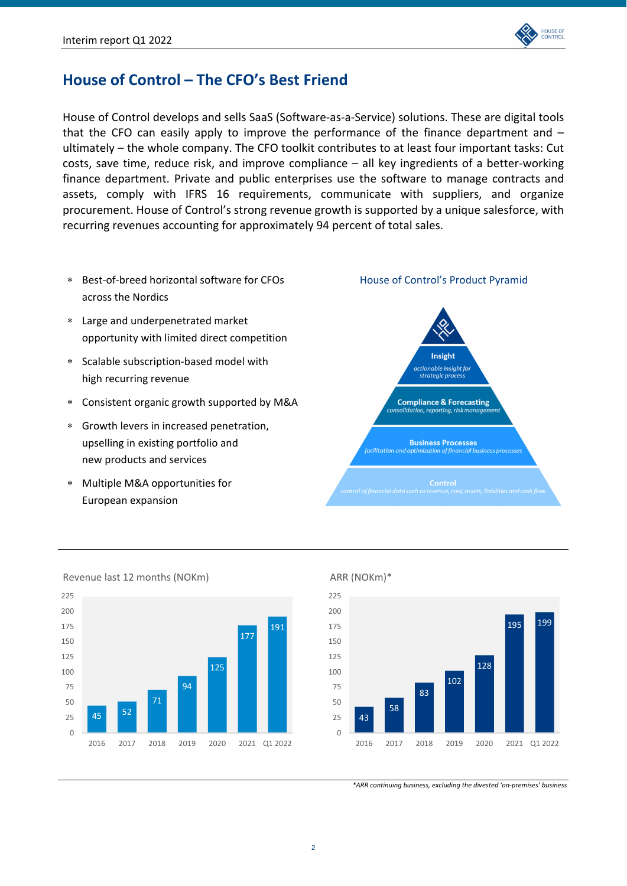# House of Control – The CFO's Best Friend

House of Control develops and sells SaaS (Software-as-a-Service) solutions. These are digital tools that the CFO can easily apply to improve the performance of the finance department and – ultimately – the whole company. The CFO toolkit contributes to at least four important tasks: Cut costs, save time, reduce risk, and improve compliance – all key ingredients of a better-working finance department. Private and public enterprises use the software to manage contracts and assets, comply with IFRS 16 requirements, communicate with suppliers, and organize procurement. House of Control's strong revenue growth is supported by a unique salesforce, with recurring revenues accounting for approximately 94 percent of total sales.

- Best-of-breed horizontal software for CFOs across the Nordics
- Large and underpenetrated market opportunity with limited direct competition
- Scalable subscription-based model with high recurring revenue
- Consistent organic growth supported by M&A
- Growth levers in increased penetration, upselling in existing portfolio and new products and services
- Multiple M&A opportunities for European expansion

**House of Control's Product Pyramid**

- **Insight** – *actionable insight for strategic process*
- **Compliance & Forecasting** – *consolidation, reporting, risk management*
- **Business Processes** – *facilitation and optimization of financial business processes*
- **Control** – *control of financial data such as revenue, cost, assets, liabilities and cash flow*

**Revenue last 12 months (NOKm)**

| 2016 | 2017 | 2018 | 2019 | 2020 | 2021 | Q1 2022 |
|---|---|---|---|---|---|---|
| 45 | 52 | 71 | 94 | 125 | 177 | 191 |

**ARR (NOKm)***

| 2016 | 2017 | 2018 | 2019 | 2020 | 2021 | Q1 2022 |
|---|---|---|---|---|---|---|
| 43 | 58 | 83 | 102 | 128 | 195 | 199 |

*\*ARR continuing business, excluding the divested 'on-premises' business*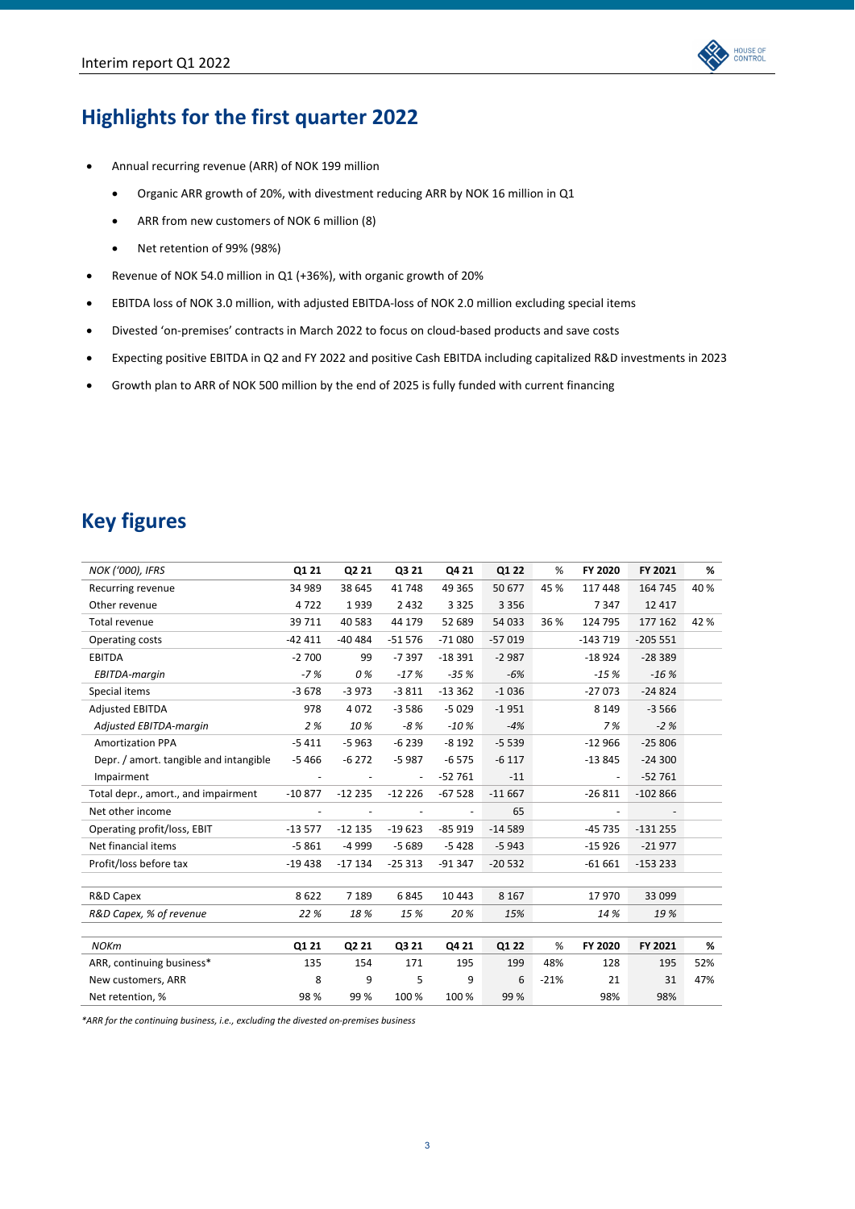## Highlights for the first quarter 2022

- Annual recurring revenue (ARR) of NOK 199 million
  - Organic ARR growth of 20%, with divestment reducing ARR by NOK 16 million in Q1
  - ARR from new customers of NOK 6 million (8)
  - Net retention of 99% (98%)
- Revenue of NOK 54.0 million in Q1 (+36%), with organic growth of 20%
- EBITDA loss of NOK 3.0 million, with adjusted EBITDA-loss of NOK 2.0 million excluding special items
- Divested 'on-premises' contracts in March 2022 to focus on cloud-based products and save costs
- Expecting positive EBITDA in Q2 and FY 2022 and positive Cash EBITDA including capitalized R&D investments in 2023
- Growth plan to ARR of NOK 500 million by the end of 2025 is fully funded with current financing

## Key figures

| *NOK ('000), IFRS* | Q1 21 | Q2 21 | Q3 21 | Q4 21 | Q1 22 | % | FY 2020 | FY 2021 | % |
|---|---|---|---|---|---|---|---|---|---|
| Recurring revenue | 34 989 | 38 645 | 41 748 | 49 365 | 50 677 | 45 % | 117 448 | 164 745 | 40 % |
| Other revenue | 4 722 | 1 939 | 2 432 | 3 325 | 3 356 | | 7 347 | 12 417 | |
| Total revenue | 39 711 | 40 583 | 44 179 | 52 689 | 54 033 | 36 % | 124 795 | 177 162 | 42 % |
| Operating costs | -42 411 | -40 484 | -51 576 | -71 080 | -57 019 | | -143 719 | -205 551 | |
| EBITDA | -2 700 | 99 | -7 397 | -18 391 | -2 987 | | -18 924 | -28 389 | |
| *EBITDA-margin* | *-7 %* | *0 %* | *-17 %* | *-35 %* | *-6%* | | *-15 %* | *-16 %* | |
| Special items | -3 678 | -3 973 | -3 811 | -13 362 | -1 036 | | -27 073 | -24 824 | |
| Adjusted EBITDA | 978 | 4 072 | -3 586 | -5 029 | -1 951 | | 8 149 | -3 566 | |
| *Adjusted EBITDA-margin* | *2 %* | *10 %* | *-8 %* | *-10 %* | *-4%* | | *7 %* | *-2 %* | |
| Amortization PPA | -5 411 | -5 963 | -6 239 | -8 192 | -5 539 | | -12 966 | -25 806 | |
| Depr. / amort. tangible and intangible | -5 466 | -6 272 | -5 987 | -6 575 | -6 117 | | -13 845 | -24 300 | |
| Impairment | - | - | - | -52 761 | -11 | | - | -52 761 | |
| Total depr., amort., and impairment | -10 877 | -12 235 | -12 226 | -67 528 | -11 667 | | -26 811 | -102 866 | |
| Net other income | - | - | - | - | 65 | | - | - | |
| Operating profit/loss, EBIT | -13 577 | -12 135 | -19 623 | -85 919 | -14 589 | | -45 735 | -131 255 | |
| Net financial items | -5 861 | -4 999 | -5 689 | -5 428 | -5 943 | | -15 926 | -21 977 | |
| Profit/loss before tax | -19 438 | -17 134 | -25 313 | -91 347 | -20 532 | | -61 661 | -153 233 | |
| | | | | | | | | | |
| R&D Capex | 8 622 | 7 189 | 6 845 | 10 443 | 8 167 | | 17 970 | 33 099 | |
| *R&D Capex, % of revenue* | *22 %* | *18 %* | *15 %* | *20 %* | *15%* | | *14 %* | *19 %* | |

| *NOKm* | Q1 21 | Q2 21 | Q3 21 | Q4 21 | Q1 22 | % | FY 2020 | FY 2021 | % |
|---|---|---|---|---|---|---|---|---|---|
| ARR, continuing business* | 135 | 154 | 171 | 195 | 199 | 48% | 128 | 195 | 52% |
| New customers, ARR | 8 | 9 | 5 | 9 | 6 | -21% | 21 | 31 | 47% |
| Net retention, % | 98 % | 99 % | 100 % | 100 % | 99 % | | 98% | 98% | |

*\*ARR for the continuing business, i.e., excluding the divested on-premises business*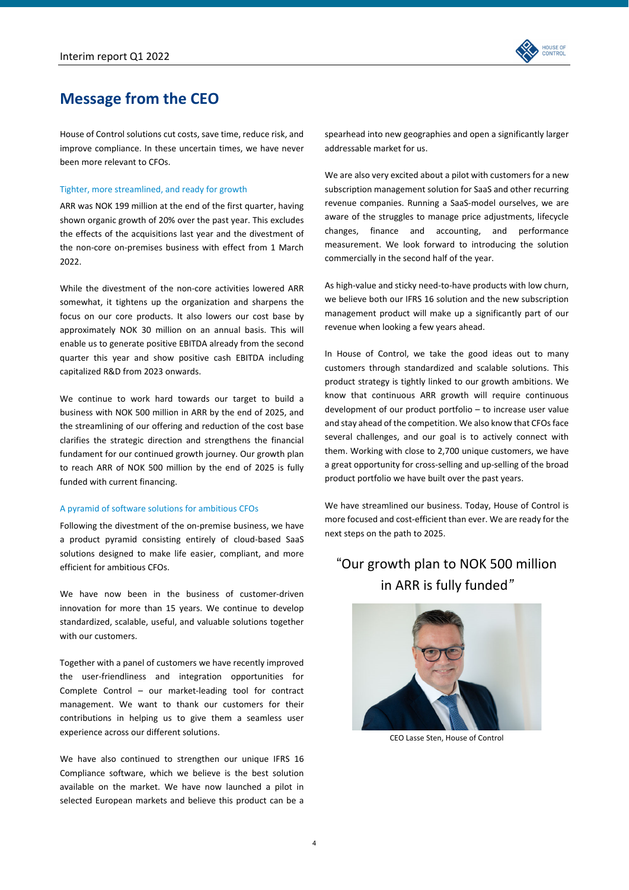# Message from the CEO

House of Control solutions cut costs, save time, reduce risk, and improve compliance. In these uncertain times, we have never been more relevant to CFOs.

### Tighter, more streamlined, and ready for growth

ARR was NOK 199 million at the end of the first quarter, having shown organic growth of 20% over the past year. This excludes the effects of the acquisitions last year and the divestment of the non-core on-premises business with effect from 1 March 2022.

While the divestment of the non-core activities lowered ARR somewhat, it tightens up the organization and sharpens the focus on our core products. It also lowers our cost base by approximately NOK 30 million on an annual basis. This will enable us to generate positive EBITDA already from the second quarter this year and show positive cash EBITDA including capitalized R&D from 2023 onwards.

We continue to work hard towards our target to build a business with NOK 500 million in ARR by the end of 2025, and the streamlining of our offering and reduction of the cost base clarifies the strategic direction and strengthens the financial fundament for our continued growth journey. Our growth plan to reach ARR of NOK 500 million by the end of 2025 is fully funded with current financing.

### A pyramid of software solutions for ambitious CFOs

Following the divestment of the on-premise business, we have a product pyramid consisting entirely of cloud-based SaaS solutions designed to make life easier, compliant, and more efficient for ambitious CFOs.

We have now been in the business of customer-driven innovation for more than 15 years. We continue to develop standardized, scalable, useful, and valuable solutions together with our customers.

Together with a panel of customers we have recently improved the user-friendliness and integration opportunities for Complete Control – our market-leading tool for contract management. We want to thank our customers for their contributions in helping us to give them a seamless user experience across our different solutions.

We have also continued to strengthen our unique IFRS 16 Compliance software, which we believe is the best solution available on the market. We have now launched a pilot in selected European markets and believe this product can be a spearhead into new geographies and open a significantly larger addressable market for us.

We are also very excited about a pilot with customers for a new subscription management solution for SaaS and other recurring revenue companies. Running a SaaS-model ourselves, we are aware of the struggles to manage price adjustments, lifecycle changes, finance and accounting, and performance measurement. We look forward to introducing the solution commercially in the second half of the year.

As high-value and sticky need-to-have products with low churn, we believe both our IFRS 16 solution and the new subscription management product will make up a significantly part of our revenue when looking a few years ahead.

In House of Control, we take the good ideas out to many customers through standardized and scalable solutions. This product strategy is tightly linked to our growth ambitions. We know that continuous ARR growth will require continuous development of our product portfolio – to increase user value and stay ahead of the competition. We also know that CFOs face several challenges, and our goal is to actively connect with them. Working with close to 2,700 unique customers, we have a great opportunity for cross-selling and up-selling of the broad product portfolio we have built over the past years.

We have streamlined our business. Today, House of Control is more focused and cost-efficient than ever. We are ready for the next steps on the path to 2025.

> "Our growth plan to NOK 500 million in ARR is fully funded"

CEO Lasse Sten, House of Control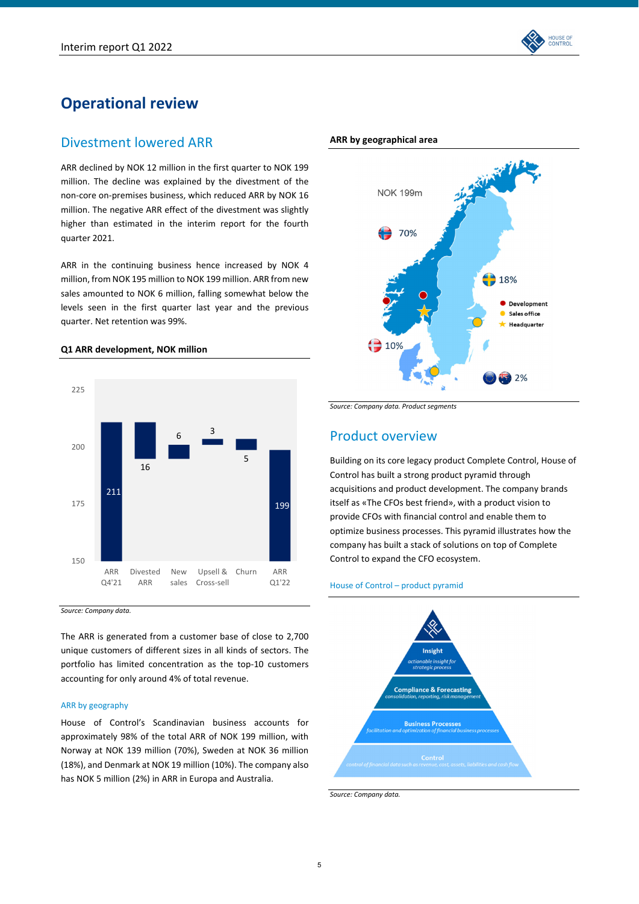# Operational review

## Divestment lowered ARR

ARR declined by NOK 12 million in the first quarter to NOK 199 million. The decline was explained by the divestment of the non-core on-premises business, which reduced ARR by NOK 16 million. The negative ARR effect of the divestment was slightly higher than estimated in the interim report for the fourth quarter 2021.

ARR in the continuing business hence increased by NOK 4 million, from NOK 195 million to NOK 199 million. ARR from new sales amounted to NOK 6 million, falling somewhat below the levels seen in the first quarter last year and the previous quarter. Net retention was 99%.

**Q1 ARR development, NOK million**

| ARR Q4'21 | Divested ARR | New sales | Upsell & Cross-sell | Churn | ARR Q1'22 |
|---|---|---|---|---|---|
| 211 | 16 | 6 | 3 | 5 | 199 |

*Source: Company data.*

The ARR is generated from a customer base of close to 2,700 unique customers of different sizes in all kinds of sectors. The portfolio has limited concentration as the top-10 customers accounting for only around 4% of total revenue.

### ARR by geography

House of Control's Scandinavian business accounts for approximately 98% of the total ARR of NOK 199 million, with Norway at NOK 139 million (70%), Sweden at NOK 36 million (18%), and Denmark at NOK 19 million (10%). The company also has NOK 5 million (2%) in ARR in Europa and Australia.

**ARR by geographical area**

NOK 199m

- Norway: 70%
- Sweden: 18%
- Denmark: 10%
- Europe/Australia: 2%

Development · Sales office · Headquarter

*Source: Company data. Product segments*

## Product overview

Building on its core legacy product Complete Control, House of Control has built a strong product pyramid through acquisitions and product development. The company brands itself as «The CFOs best friend», with a product vision to provide CFOs with financial control and enable them to optimize business processes. This pyramid illustrates how the company has built a stack of solutions on top of Complete Control to expand the CFO ecosystem.

### House of Control – product pyramid

- **Insight** – actionable insight for strategic process
- **Compliance & Forecasting** – consolidation, reporting, risk management
- **Business Processes** – facilitation and optimization of financial business processes
- **Control** – control of financial data such as revenue, cost, assets, liabilities and cash flow

*Source: Company data.*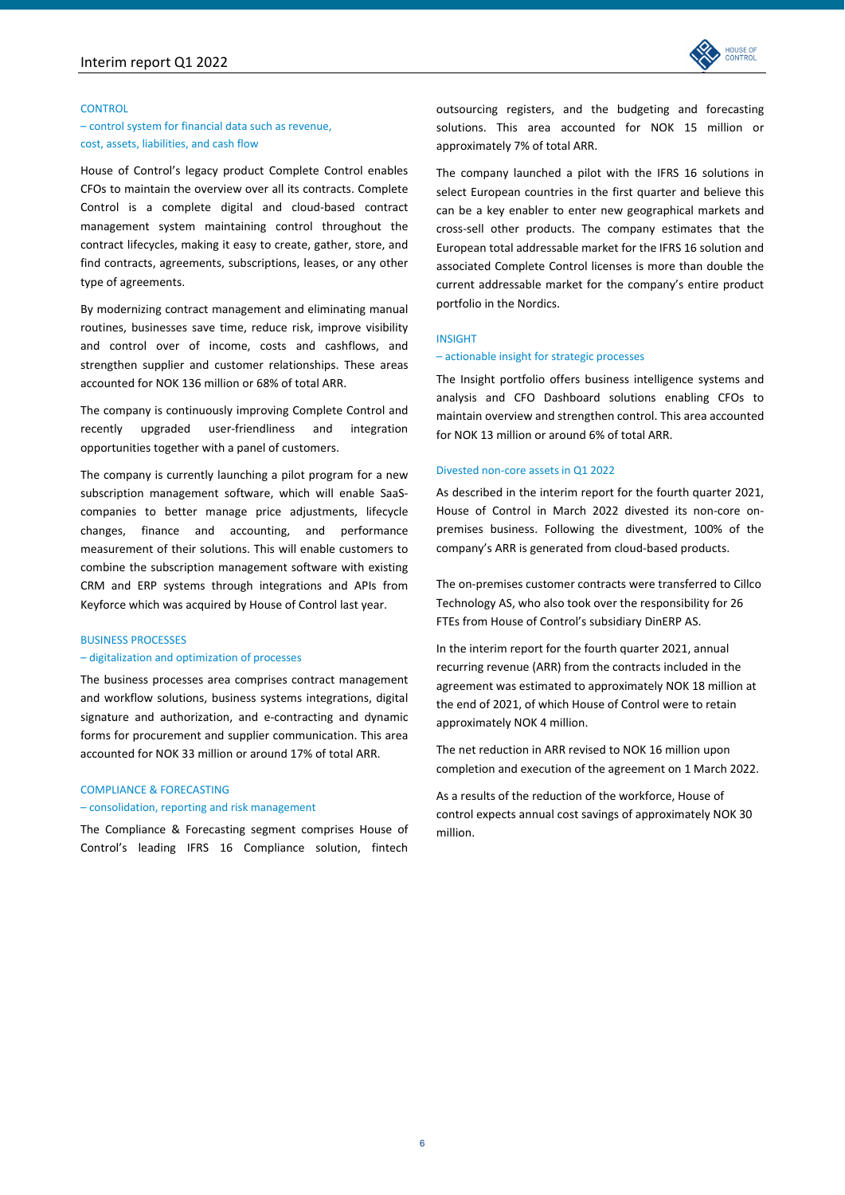### CONTROL

– control system for financial data such as revenue, cost, assets, liabilities, and cash flow

House of Control's legacy product Complete Control enables CFOs to maintain the overview over all its contracts. Complete Control is a complete digital and cloud-based contract management system maintaining control throughout the contract lifecycles, making it easy to create, gather, store, and find contracts, agreements, subscriptions, leases, or any other type of agreements.

By modernizing contract management and eliminating manual routines, businesses save time, reduce risk, improve visibility and control over of income, costs and cashflows, and strengthen supplier and customer relationships. These areas accounted for NOK 136 million or 68% of total ARR.

The company is continuously improving Complete Control and recently upgraded user-friendliness and integration opportunities together with a panel of customers.

The company is currently launching a pilot program for a new subscription management software, which will enable SaaS-companies to better manage price adjustments, lifecycle changes, finance and accounting, and performance measurement of their solutions. This will enable customers to combine the subscription management software with existing CRM and ERP systems through integrations and APIs from Keyforce which was acquired by House of Control last year.

### BUSINESS PROCESSES

– digitalization and optimization of processes

The business processes area comprises contract management and workflow solutions, business systems integrations, digital signature and authorization, and e-contracting and dynamic forms for procurement and supplier communication. This area accounted for NOK 33 million or around 17% of total ARR.

### COMPLIANCE & FORECASTING

– consolidation, reporting and risk management

The Compliance & Forecasting segment comprises House of Control's leading IFRS 16 Compliance solution, fintech outsourcing registers, and the budgeting and forecasting solutions. This area accounted for NOK 15 million or approximately 7% of total ARR.

The company launched a pilot with the IFRS 16 solutions in select European countries in the first quarter and believe this can be a key enabler to enter new geographical markets and cross-sell other products. The company estimates that the European total addressable market for the IFRS 16 solution and associated Complete Control licenses is more than double the current addressable market for the company's entire product portfolio in the Nordics.

### INSIGHT

– actionable insight for strategic processes

The Insight portfolio offers business intelligence systems and analysis and CFO Dashboard solutions enabling CFOs to maintain overview and strengthen control. This area accounted for NOK 13 million or around 6% of total ARR.

### Divested non-core assets in Q1 2022

As described in the interim report for the fourth quarter 2021, House of Control in March 2022 divested its non-core on-premises business. Following the divestment, 100% of the company's ARR is generated from cloud-based products.

The on-premises customer contracts were transferred to Cillco Technology AS, who also took over the responsibility for 26 FTEs from House of Control's subsidiary DinERP AS.

In the interim report for the fourth quarter 2021, annual recurring revenue (ARR) from the contracts included in the agreement was estimated to approximately NOK 18 million at the end of 2021, of which House of Control were to retain approximately NOK 4 million.

The net reduction in ARR revised to NOK 16 million upon completion and execution of the agreement on 1 March 2022.

As a results of the reduction of the workforce, House of control expects annual cost savings of approximately NOK 30 million.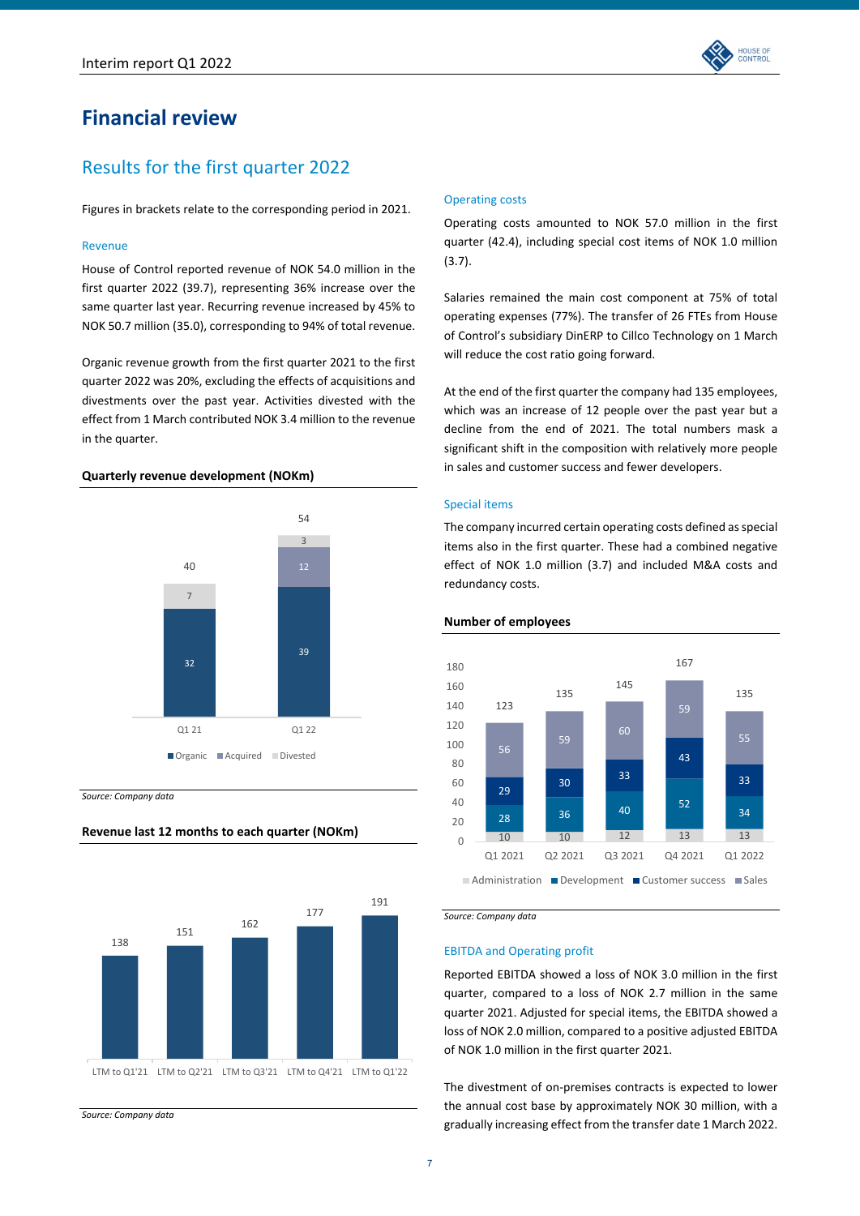# Financial review

## Results for the first quarter 2022

Figures in brackets relate to the corresponding period in 2021.

### Revenue

House of Control reported revenue of NOK 54.0 million in the first quarter 2022 (39.7), representing 36% increase over the same quarter last year. Recurring revenue increased by 45% to NOK 50.7 million (35.0), corresponding to 94% of total revenue.

Organic revenue growth from the first quarter 2021 to the first quarter 2022 was 20%, excluding the effects of acquisitions and divestments over the past year. Activities divested with the effect from 1 March contributed NOK 3.4 million to the revenue in the quarter.

**Quarterly revenue development (NOKm)**

| | Organic | Acquired | Divested | Total |
|---|---|---|---|---|
| Q1 21 | 32 | | 7 | 40 |
| Q1 22 | 39 | 12 | 3 | 54 |

*Source: Company data*

**Revenue last 12 months to each quarter (NOKm)**

| LTM to Q1'21 | LTM to Q2'21 | LTM to Q3'21 | LTM to Q4'21 | LTM to Q1'22 |
|---|---|---|---|---|
| 138 | 151 | 162 | 177 | 191 |

*Source: Company data*

### Operating costs

Operating costs amounted to NOK 57.0 million in the first quarter (42.4), including special cost items of NOK 1.0 million (3.7).

Salaries remained the main cost component at 75% of total operating expenses (77%). The transfer of 26 FTEs from House of Control's subsidiary DinERP to Cillco Technology on 1 March will reduce the cost ratio going forward.

At the end of the first quarter the company had 135 employees, which was an increase of 12 people over the past year but a decline from the end of 2021. The total numbers mask a significant shift in the composition with relatively more people in sales and customer success and fewer developers.

### Special items

The company incurred certain operating costs defined as special items also in the first quarter. These had a combined negative effect of NOK 1.0 million (3.7) and included M&A costs and redundancy costs.

**Number of employees**

| | Administration | Development | Customer success | Sales | Total |
|---|---|---|---|---|---|
| Q1 2021 | 10 | 28 | 29 | 56 | 123 |
| Q2 2021 | 10 | 36 | 30 | 59 | 135 |
| Q3 2021 | 12 | 40 | 33 | 60 | 145 |
| Q4 2021 | 13 | 52 | 43 | 59 | 167 |
| Q1 2022 | 13 | 34 | 33 | 55 | 135 |

*Source: Company data*

### EBITDA and Operating profit

Reported EBITDA showed a loss of NOK 3.0 million in the first quarter, compared to a loss of NOK 2.7 million in the same quarter 2021. Adjusted for special items, the EBITDA showed a loss of NOK 2.0 million, compared to a positive adjusted EBITDA of NOK 1.0 million in the first quarter 2021.

The divestment of on-premises contracts is expected to lower the annual cost base by approximately NOK 30 million, with a gradually increasing effect from the transfer date 1 March 2022.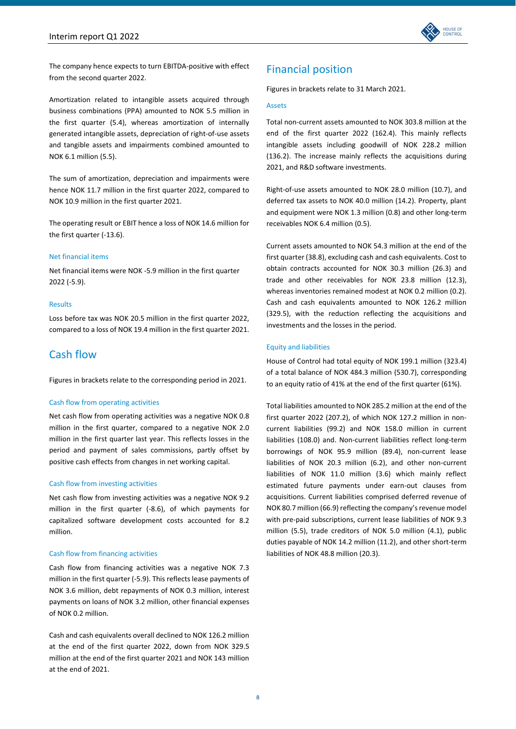The company hence expects to turn EBITDA-positive with effect from the second quarter 2022.

Amortization related to intangible assets acquired through business combinations (PPA) amounted to NOK 5.5 million in the first quarter (5.4), whereas amortization of internally generated intangible assets, depreciation of right-of-use assets and tangible assets and impairments combined amounted to NOK 6.1 million (5.5).

The sum of amortization, depreciation and impairments were hence NOK 11.7 million in the first quarter 2022, compared to NOK 10.9 million in the first quarter 2021.

The operating result or EBIT hence a loss of NOK 14.6 million for the first quarter (-13.6).

### Net financial items

Net financial items were NOK -5.9 million in the first quarter 2022 (-5.9).

### Results

Loss before tax was NOK 20.5 million in the first quarter 2022, compared to a loss of NOK 19.4 million in the first quarter 2021.

## Cash flow

Figures in brackets relate to the corresponding period in 2021.

### Cash flow from operating activities

Net cash flow from operating activities was a negative NOK 0.8 million in the first quarter, compared to a negative NOK 2.0 million in the first quarter last year. This reflects losses in the period and payment of sales commissions, partly offset by positive cash effects from changes in net working capital.

### Cash flow from investing activities

Net cash flow from investing activities was a negative NOK 9.2 million in the first quarter (-8.6), of which payments for capitalized software development costs accounted for 8.2 million.

### Cash flow from financing activities

Cash flow from financing activities was a negative NOK 7.3 million in the first quarter (-5.9). This reflects lease payments of NOK 3.6 million, debt repayments of NOK 0.3 million, interest payments on loans of NOK 3.2 million, other financial expenses of NOK 0.2 million.

Cash and cash equivalents overall declined to NOK 126.2 million at the end of the first quarter 2022, down from NOK 329.5 million at the end of the first quarter 2021 and NOK 143 million at the end of 2021.

## Financial position

Figures in brackets relate to 31 March 2021.

### Assets

Total non-current assets amounted to NOK 303.8 million at the end of the first quarter 2022 (162.4). This mainly reflects intangible assets including goodwill of NOK 228.2 million (136.2). The increase mainly reflects the acquisitions during 2021, and R&D software investments.

Right-of-use assets amounted to NOK 28.0 million (10.7), and deferred tax assets to NOK 40.0 million (14.2). Property, plant and equipment were NOK 1.3 million (0.8) and other long-term receivables NOK 6.4 million (0.5).

Current assets amounted to NOK 54.3 million at the end of the first quarter (38.8), excluding cash and cash equivalents. Cost to obtain contracts accounted for NOK 30.3 million (26.3) and trade and other receivables for NOK 23.8 million (12.3), whereas inventories remained modest at NOK 0.2 million (0.2). Cash and cash equivalents amounted to NOK 126.2 million (329.5), with the reduction reflecting the acquisitions and investments and the losses in the period.

### Equity and liabilities

House of Control had total equity of NOK 199.1 million (323.4) of a total balance of NOK 484.3 million (530.7), corresponding to an equity ratio of 41% at the end of the first quarter (61%).

Total liabilities amounted to NOK 285.2 million at the end of the first quarter 2022 (207.2), of which NOK 127.2 million in non-current liabilities (99.2) and NOK 158.0 million in current liabilities (108.0) and. Non-current liabilities reflect long-term borrowings of NOK 95.9 million (89.4), non-current lease liabilities of NOK 20.3 million (6.2), and other non-current liabilities of NOK 11.0 million (3.6) which mainly reflect estimated future payments under earn-out clauses from acquisitions. Current liabilities comprised deferred revenue of NOK 80.7 million (66.9) reflecting the company's revenue model with pre-paid subscriptions, current lease liabilities of NOK 9.3 million (5.5), trade creditors of NOK 5.0 million (4.1), public duties payable of NOK 14.2 million (11.2), and other short-term liabilities of NOK 48.8 million (20.3).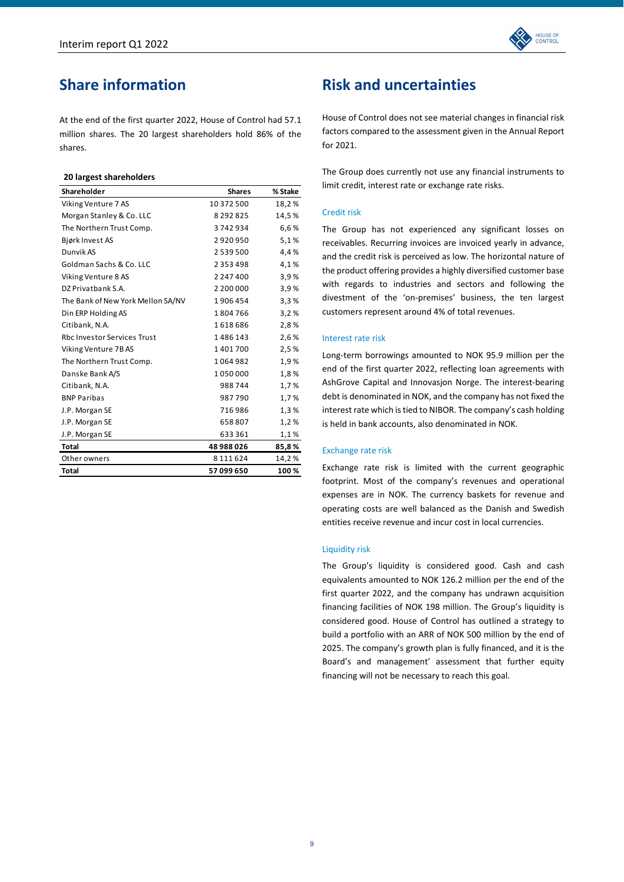# Share information

At the end of the first quarter 2022, House of Control had 57.1 million shares. The 20 largest shareholders hold 86% of the shares.

**20 largest shareholders**

| Shareholder | Shares | % Stake |
|---|---|---|
| Viking Venture 7 AS | 10 372 500 | 18,2 % |
| Morgan Stanley & Co. LLC | 8 292 825 | 14,5 % |
| The Northern Trust Comp. | 3 742 934 | 6,6 % |
| Bjørk Invest AS | 2 920 950 | 5,1 % |
| Dunvik AS | 2 539 500 | 4,4 % |
| Goldman Sachs & Co. LLC | 2 353 498 | 4,1 % |
| Viking Venture 8 AS | 2 247 400 | 3,9 % |
| DZ Privatbank S.A. | 2 200 000 | 3,9 % |
| The Bank of New York Mellon SA/NV | 1 906 454 | 3,3 % |
| Din ERP Holding AS | 1 804 766 | 3,2 % |
| Citibank, N.A. | 1 618 686 | 2,8 % |
| Rbc Investor Services Trust | 1 486 143 | 2,6 % |
| Viking Venture 7B AS | 1 401 700 | 2,5 % |
| The Northern Trust Comp. | 1 064 982 | 1,9 % |
| Danske Bank A/S | 1 050 000 | 1,8 % |
| Citibank, N.A. | 988 744 | 1,7 % |
| BNP Paribas | 987 790 | 1,7 % |
| J.P. Morgan SE | 716 986 | 1,3 % |
| J.P. Morgan SE | 658 807 | 1,2 % |
| J.P. Morgan SE | 633 361 | 1,1 % |
| **Total** | **48 988 026** | **85,8 %** |
| Other owners | 8 111 624 | 14,2 % |
| **Total** | **57 099 650** | **100 %** |

# Risk and uncertainties

House of Control does not see material changes in financial risk factors compared to the assessment given in the Annual Report for 2021.

The Group does currently not use any financial instruments to limit credit, interest rate or exchange rate risks.

### Credit risk

The Group has not experienced any significant losses on receivables. Recurring invoices are invoiced yearly in advance, and the credit risk is perceived as low. The horizontal nature of the product offering provides a highly diversified customer base with regards to industries and sectors and following the divestment of the 'on-premises' business, the ten largest customers represent around 4% of total revenues.

### Interest rate risk

Long-term borrowings amounted to NOK 95.9 million per the end of the first quarter 2022, reflecting loan agreements with AshGrove Capital and Innovasjon Norge. The interest-bearing debt is denominated in NOK, and the company has not fixed the interest rate which is tied to NIBOR. The company's cash holding is held in bank accounts, also denominated in NOK.

### Exchange rate risk

Exchange rate risk is limited with the current geographic footprint. Most of the company's revenues and operational expenses are in NOK. The currency baskets for revenue and operating costs are well balanced as the Danish and Swedish entities receive revenue and incur cost in local currencies.

### Liquidity risk

The Group's liquidity is considered good. Cash and cash equivalents amounted to NOK 126.2 million per the end of the first quarter 2022, and the company has undrawn acquisition financing facilities of NOK 198 million. The Group's liquidity is considered good. House of Control has outlined a strategy to build a portfolio with an ARR of NOK 500 million by the end of 2025. The company's growth plan is fully financed, and it is the Board's and management' assessment that further equity financing will not be necessary to reach this goal.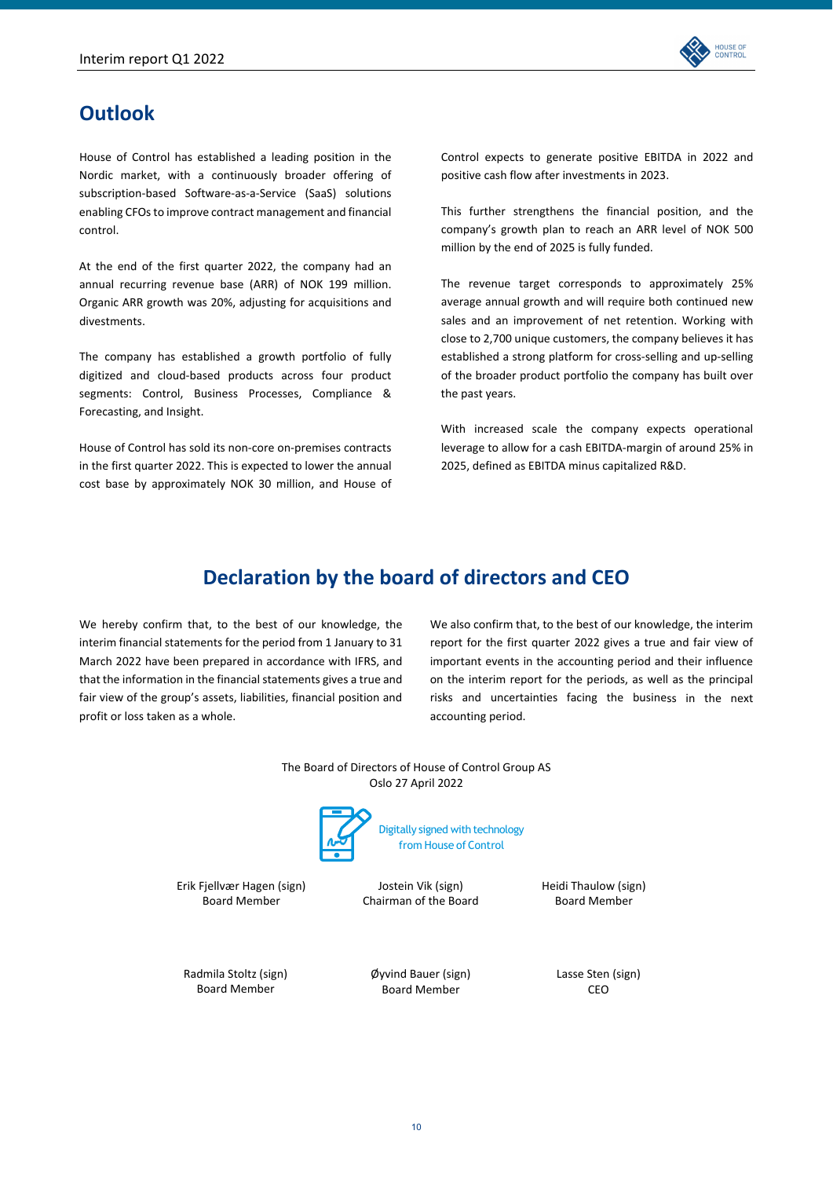## Outlook

House of Control has established a leading position in the Nordic market, with a continuously broader offering of subscription-based Software-as-a-Service (SaaS) solutions enabling CFOs to improve contract management and financial control.

At the end of the first quarter 2022, the company had an annual recurring revenue base (ARR) of NOK 199 million. Organic ARR growth was 20%, adjusting for acquisitions and divestments.

The company has established a growth portfolio of fully digitized and cloud-based products across four product segments: Control, Business Processes, Compliance & Forecasting, and Insight.

House of Control has sold its non-core on-premises contracts in the first quarter 2022. This is expected to lower the annual cost base by approximately NOK 30 million, and House of Control expects to generate positive EBITDA in 2022 and positive cash flow after investments in 2023.

This further strengthens the financial position, and the company's growth plan to reach an ARR level of NOK 500 million by the end of 2025 is fully funded.

The revenue target corresponds to approximately 25% average annual growth and will require both continued new sales and an improvement of net retention. Working with close to 2,700 unique customers, the company believes it has established a strong platform for cross-selling and up-selling of the broader product portfolio the company has built over the past years.

With increased scale the company expects operational leverage to allow for a cash EBITDA-margin of around 25% in 2025, defined as EBITDA minus capitalized R&D.

## Declaration by the board of directors and CEO

We hereby confirm that, to the best of our knowledge, the interim financial statements for the period from 1 January to 31 March 2022 have been prepared in accordance with IFRS, and that the information in the financial statements gives a true and fair view of the group's assets, liabilities, financial position and profit or loss taken as a whole.

We also confirm that, to the best of our knowledge, the interim report for the first quarter 2022 gives a true and fair view of important events in the accounting period and their influence on the interim report for the periods, as well as the principal risks and uncertainties facing the business in the next accounting period.

The Board of Directors of House of Control Group AS
Oslo 27 April 2022

Digitally signed with technology from House of Control

| | | |
|---|---|---|
| Erik Fjellvær Hagen (sign)<br>Board Member | Jostein Vik (sign)<br>Chairman of the Board | Heidi Thaulow (sign)<br>Board Member |
| Radmila Stoltz (sign)<br>Board Member | Øyvind Bauer (sign)<br>Board Member | Lasse Sten (sign)<br>CEO |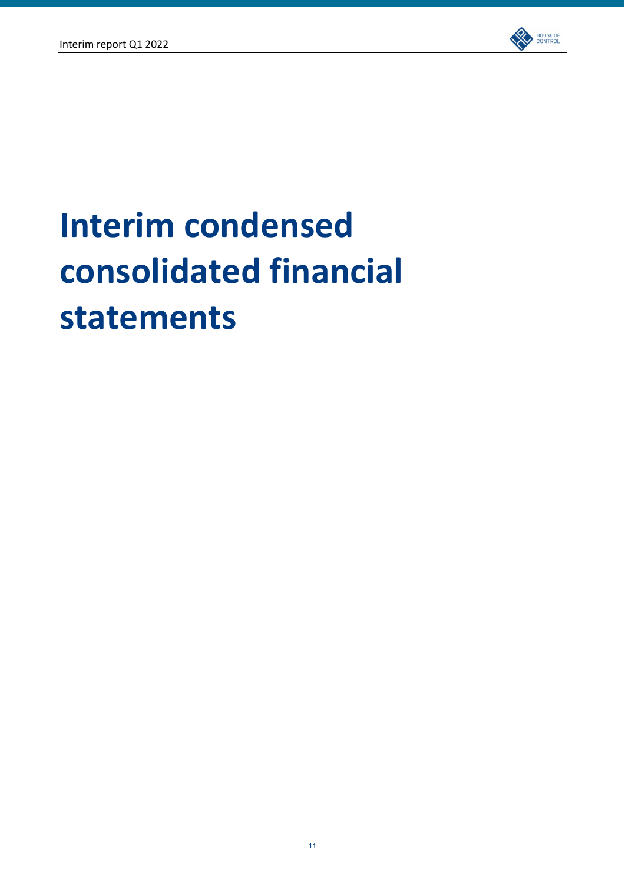# Interim condensed consolidated financial statements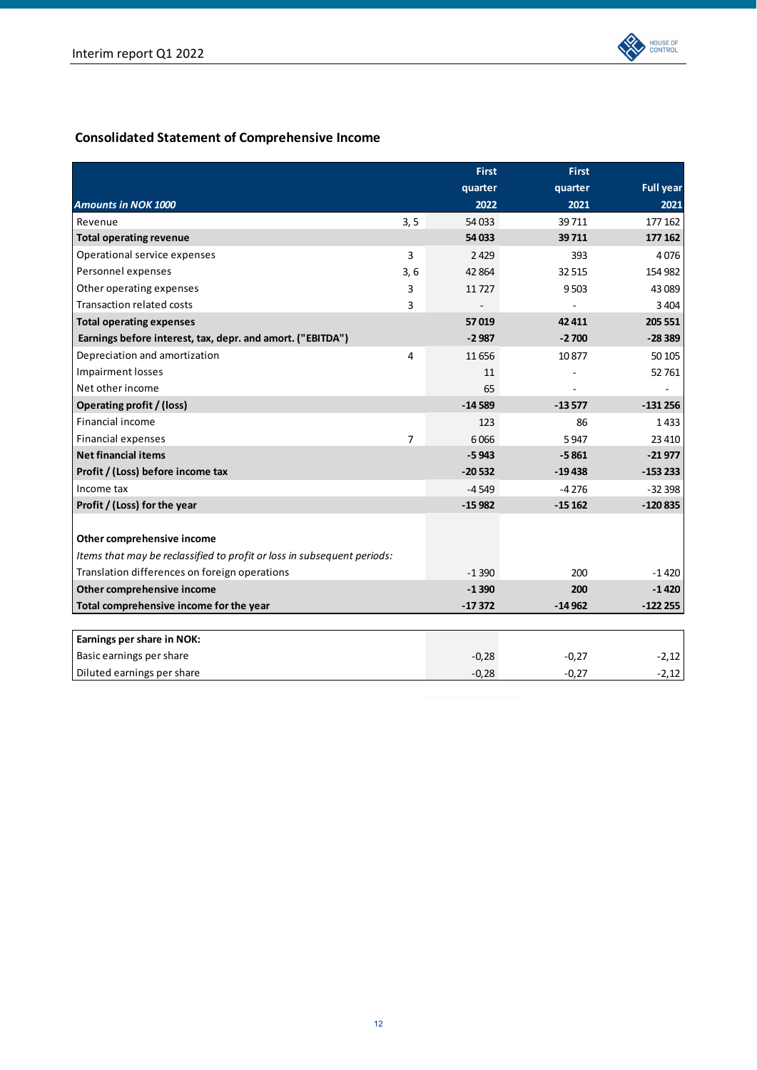## Consolidated Statement of Comprehensive Income

| *Amounts in NOK 1000* | | First quarter 2022 | First quarter 2021 | Full year 2021 |
|---|---|---|---|---|
| Revenue | 3, 5 | 54 033 | 39 711 | 177 162 |
| **Total operating revenue** | | **54 033** | **39 711** | **177 162** |
| Operational service expenses | 3 | 2 429 | 393 | 4 076 |
| Personnel expenses | 3, 6 | 42 864 | 32 515 | 154 982 |
| Other operating expenses | 3 | 11 727 | 9 503 | 43 089 |
| Transaction related costs | 3 | - | - | 3 404 |
| **Total operating expenses** | | **57 019** | **42 411** | **205 551** |
| **Earnings before interest, tax, depr. and amort. ("EBITDA")** | | **-2 987** | **-2 700** | **-28 389** |
| Depreciation and amortization | 4 | 11 656 | 10 877 | 50 105 |
| Impairment losses | | 11 | - | 52 761 |
| Net other income | | 65 | - | - |
| **Operating profit / (loss)** | | **-14 589** | **-13 577** | **-131 256** |
| Financial income | | 123 | 86 | 1 433 |
| Financial expenses | 7 | 6 066 | 5 947 | 23 410 |
| **Net financial items** | | **-5 943** | **-5 861** | **-21 977** |
| **Profit / (Loss) before income tax** | | **-20 532** | **-19 438** | **-153 233** |
| Income tax | | -4 549 | -4 276 | -32 398 |
| **Profit / (Loss) for the year** | | **-15 982** | **-15 162** | **-120 835** |
| | | | | |
| **Other comprehensive income** | | | | |
| *Items that may be reclassified to profit or loss in subsequent periods:* | | | | |
| Translation differences on foreign operations | | -1 390 | 200 | -1 420 |
| **Other comprehensive income** | | **-1 390** | **200** | **-1 420** |
| **Total comprehensive income for the year** | | **-17 372** | **-14 962** | **-122 255** |

| **Earnings per share in NOK:** | | | |
|---|---|---|---|
| Basic earnings per share | -0,28 | -0,27 | -2,12 |
| Diluted earnings per share | -0,28 | -0,27 | -2,12 |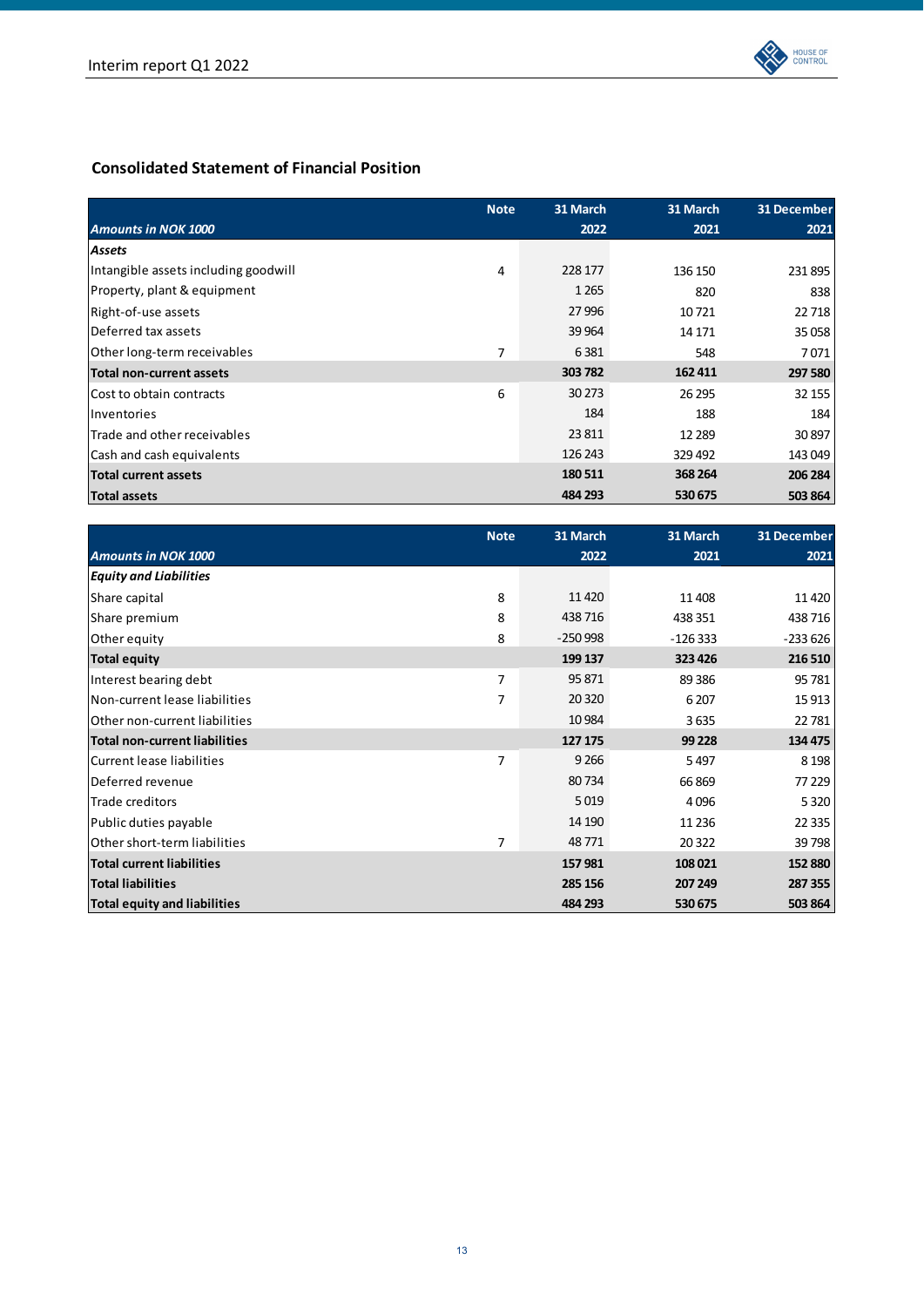## Consolidated Statement of Financial Position

| *Amounts in NOK 1000* | Note | 31 March 2022 | 31 March 2021 | 31 December 2021 |
|---|---|---|---|---|
| ***Assets*** | | | | |
| Intangible assets including goodwill | 4 | 228 177 | 136 150 | 231 895 |
| Property, plant & equipment | | 1 265 | 820 | 838 |
| Right-of-use assets | | 27 996 | 10 721 | 22 718 |
| Deferred tax assets | | 39 964 | 14 171 | 35 058 |
| Other long-term receivables | 7 | 6 381 | 548 | 7 071 |
| **Total non-current assets** | | **303 782** | **162 411** | **297 580** |
| Cost to obtain contracts | 6 | 30 273 | 26 295 | 32 155 |
| Inventories | | 184 | 188 | 184 |
| Trade and other receivables | | 23 811 | 12 289 | 30 897 |
| Cash and cash equivalents | | 126 243 | 329 492 | 143 049 |
| **Total current assets** | | **180 511** | **368 264** | **206 284** |
| **Total assets** | | **484 293** | **530 675** | **503 864** |

| *Amounts in NOK 1000* | Note | 31 March 2022 | 31 March 2021 | 31 December 2021 |
|---|---|---|---|---|
| ***Equity and Liabilities*** | | | | |
| Share capital | 8 | 11 420 | 11 408 | 11 420 |
| Share premium | 8 | 438 716 | 438 351 | 438 716 |
| Other equity | 8 | -250 998 | -126 333 | -233 626 |
| **Total equity** | | **199 137** | **323 426** | **216 510** |
| Interest bearing debt | 7 | 95 871 | 89 386 | 95 781 |
| Non-current lease liabilities | 7 | 20 320 | 6 207 | 15 913 |
| Other non-current liabilities | | 10 984 | 3 635 | 22 781 |
| **Total non-current liabilities** | | **127 175** | **99 228** | **134 475** |
| Current lease liabilities | 7 | 9 266 | 5 497 | 8 198 |
| Deferred revenue | | 80 734 | 66 869 | 77 229 |
| Trade creditors | | 5 019 | 4 096 | 5 320 |
| Public duties payable | | 14 190 | 11 236 | 22 335 |
| Other short-term liabilities | 7 | 48 771 | 20 322 | 39 798 |
| **Total current liabilities** | | **157 981** | **108 021** | **152 880** |
| **Total liabilities** | | **285 156** | **207 249** | **287 355** |
| **Total equity and liabilities** | | **484 293** | **530 675** | **503 864** |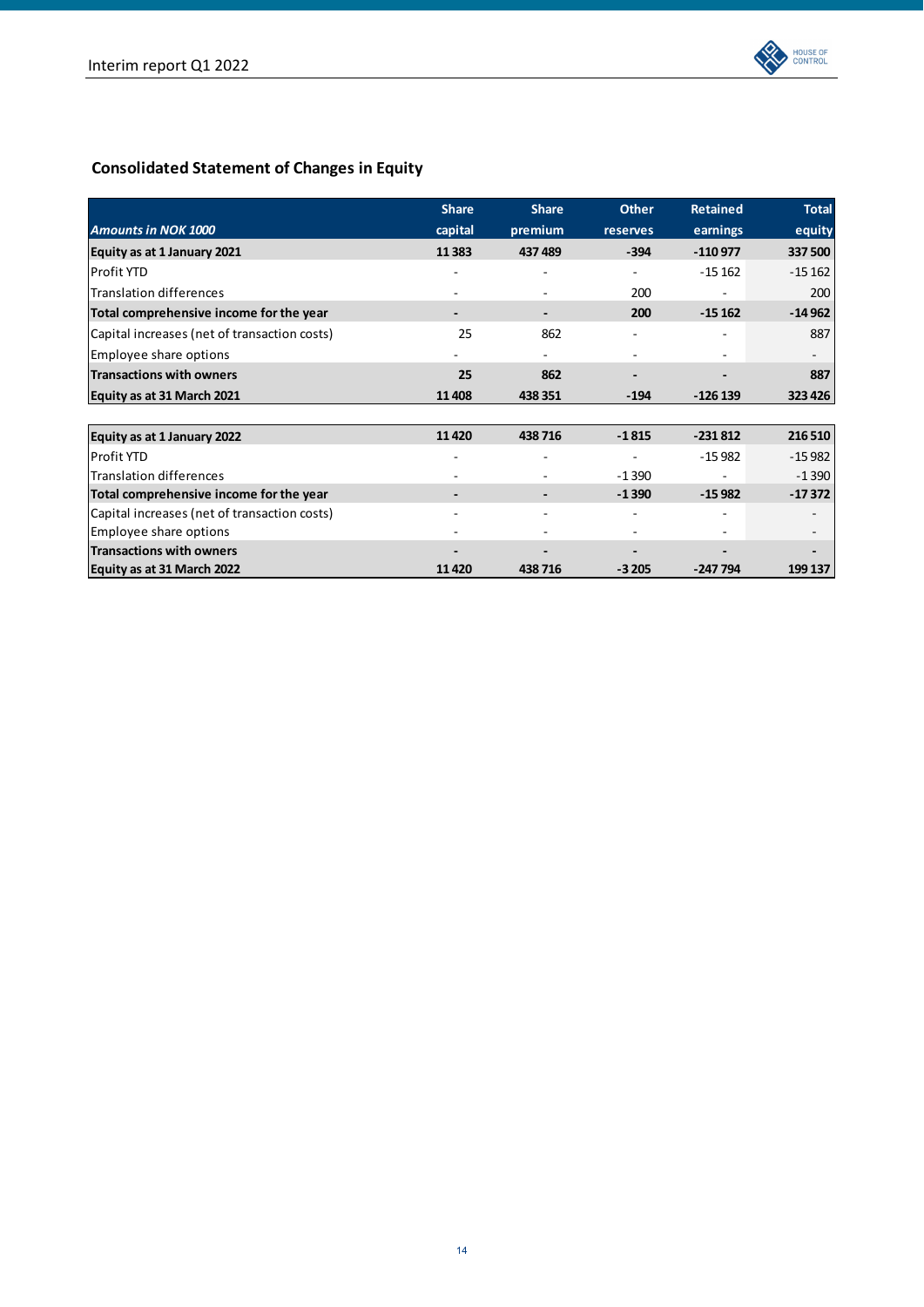## Consolidated Statement of Changes in Equity

| *Amounts in NOK 1000* | Share capital | Share premium | Other reserves | Retained earnings | Total equity |
|---|---|---|---|---|---|
| **Equity as at 1 January 2021** | **11 383** | **437 489** | **-394** | **-110 977** | **337 500** |
| Profit YTD | - | - | - | -15 162 | -15 162 |
| Translation differences | - | - | 200 | - | 200 |
| **Total comprehensive income for the year** | **-** | **-** | **200** | **-15 162** | **-14 962** |
| Capital increases (net of transaction costs) | 25 | 862 | - | - | 887 |
| Employee share options | - | - | - | - | - |
| **Transactions with owners** | **25** | **862** | **-** | **-** | **887** |
| **Equity as at 31 March 2021** | **11 408** | **438 351** | **-194** | **-126 139** | **323 426** |
| | | | | | |
| **Equity as at 1 January 2022** | **11 420** | **438 716** | **-1 815** | **-231 812** | **216 510** |
| Profit YTD | - | - | - | -15 982 | -15 982 |
| Translation differences | - | - | -1 390 | - | -1 390 |
| **Total comprehensive income for the year** | **-** | **-** | **-1 390** | **-15 982** | **-17 372** |
| Capital increases (net of transaction costs) | - | - | - | - | - |
| Employee share options | - | - | - | - | - |
| **Transactions with owners** | **-** | **-** | **-** | **-** | **-** |
| **Equity as at 31 March 2022** | **11 420** | **438 716** | **-3 205** | **-247 794** | **199 137** |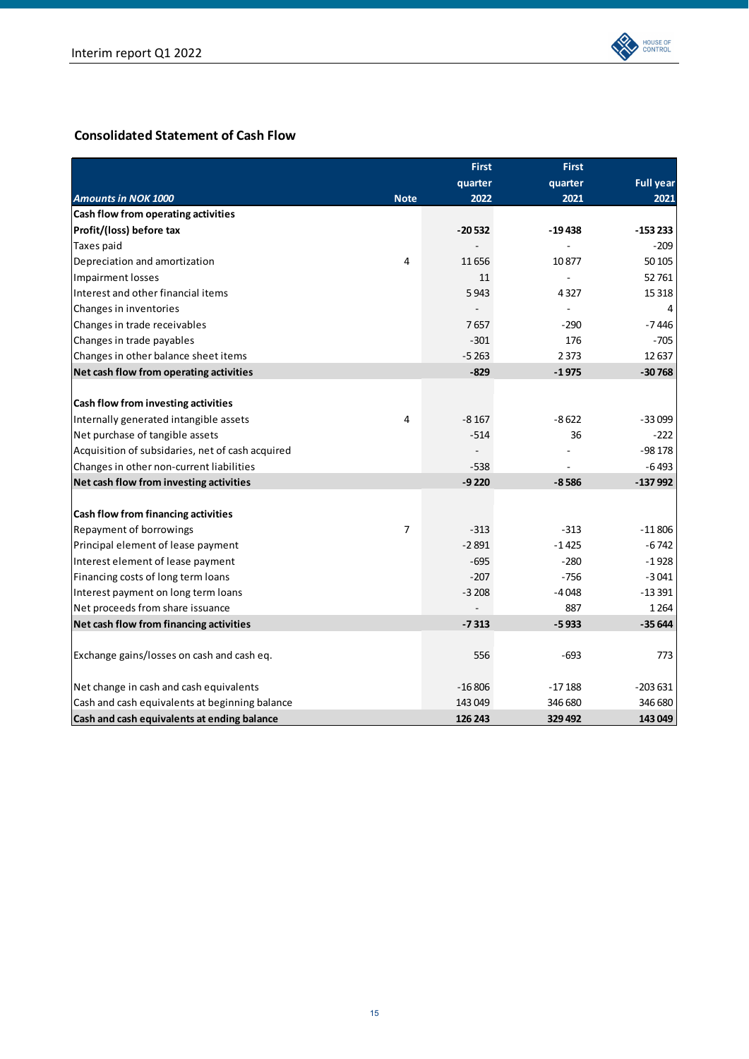## Consolidated Statement of Cash Flow

| *Amounts in NOK 1000* | Note | First quarter 2022 | First quarter 2021 | Full year 2021 |
|---|---|---|---|---|
| **Cash flow from operating activities** | | | | |
| **Profit/(loss) before tax** | | **-20 532** | **-19 438** | **-153 233** |
| Taxes paid | | - | - | -209 |
| Depreciation and amortization | 4 | 11 656 | 10 877 | 50 105 |
| Impairment losses | | 11 | - | 52 761 |
| Interest and other financial items | | 5 943 | 4 327 | 15 318 |
| Changes in inventories | | - | - | 4 |
| Changes in trade receivables | | 7 657 | -290 | -7 446 |
| Changes in trade payables | | -301 | 176 | -705 |
| Changes in other balance sheet items | | -5 263 | 2 373 | 12 637 |
| **Net cash flow from operating activities** | | **-829** | **-1 975** | **-30 768** |
| | | | | |
| **Cash flow from investing activities** | | | | |
| Internally generated intangible assets | 4 | -8 167 | -8 622 | -33 099 |
| Net purchase of tangible assets | | -514 | 36 | -222 |
| Acquisition of subsidaries, net of cash acquired | | - | - | -98 178 |
| Changes in other non-current liabilities | | -538 | - | -6 493 |
| **Net cash flow from investing activities** | | **-9 220** | **-8 586** | **-137 992** |
| | | | | |
| **Cash flow from financing activities** | | | | |
| Repayment of borrowings | 7 | -313 | -313 | -11 806 |
| Principal element of lease payment | | -2 891 | -1 425 | -6 742 |
| Interest element of lease payment | | -695 | -280 | -1 928 |
| Financing costs of long term loans | | -207 | -756 | -3 041 |
| Interest payment on long term loans | | -3 208 | -4 048 | -13 391 |
| Net proceeds from share issuance | | - | 887 | 1 264 |
| **Net cash flow from financing activities** | | **-7 313** | **-5 933** | **-35 644** |
| | | | | |
| Exchange gains/losses on cash and cash eq. | | 556 | -693 | 773 |
| | | | | |
| Net change in cash and cash equivalents | | -16 806 | -17 188 | -203 631 |
| Cash and cash equivalents at beginning balance | | 143 049 | 346 680 | 346 680 |
| **Cash and cash equivalents at ending balance** | | **126 243** | **329 492** | **143 049** |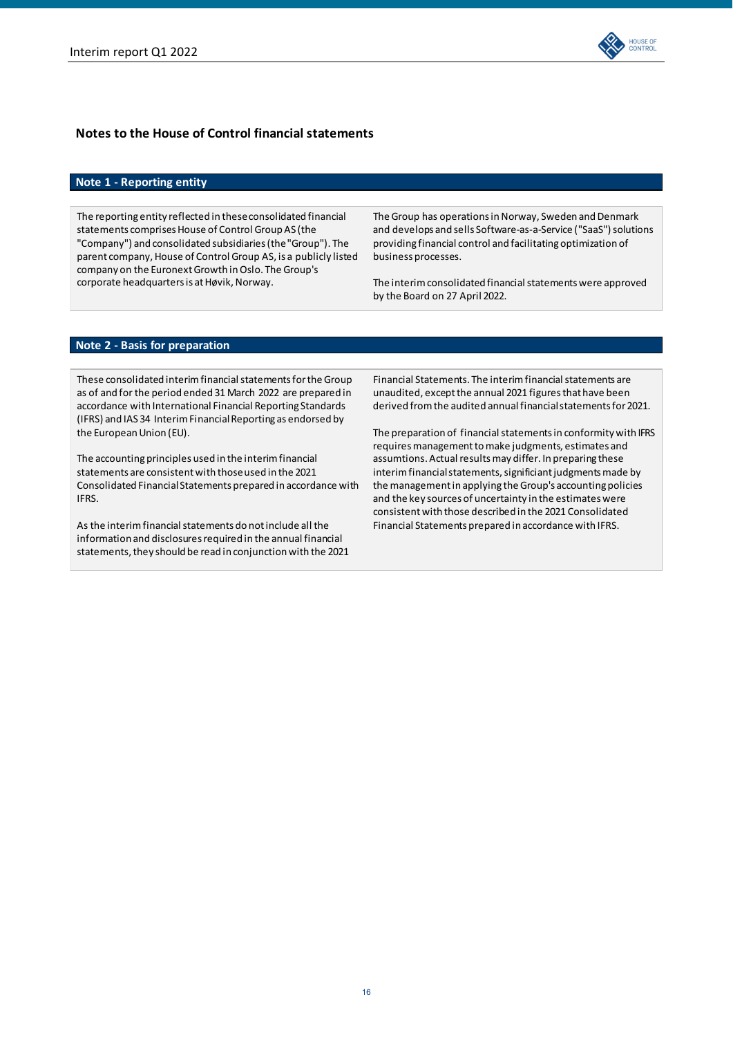## Notes to the House of Control financial statements

### Note 1 - Reporting entity

The reporting entity reflected in these consolidated financial statements comprises House of Control Group AS (the "Company") and consolidated subsidiaries (the "Group"). The parent company, House of Control Group AS, is a publicly listed company on the Euronext Growth in Oslo. The Group's corporate headquarters is at Høvik, Norway.

The Group has operations in Norway, Sweden and Denmark and develops and sells Software-as-a-Service ("SaaS") solutions providing financial control and facilitating optimization of business processes.

The interim consolidated financial statements were approved by the Board on 27 April 2022.

### Note 2 - Basis for preparation

These consolidated interim financial statements for the Group as of and for the period ended 31 March 2022 are prepared in accordance with International Financial Reporting Standards (IFRS) and IAS 34 Interim Financial Reporting as endorsed by the European Union (EU).

The accounting principles used in the interim financial statements are consistent with those used in the 2021 Consolidated Financial Statements prepared in accordance with IFRS.

As the interim financial statements do not include all the information and disclosures required in the annual financial statements, they should be read in conjunction with the 2021 Financial Statements. The interim financial statements are unaudited, except the annual 2021 figures that have been derived from the audited annual financial statements for 2021.

The preparation of financial statements in conformity with IFRS requires management to make judgments, estimates and assumptions. Actual results may differ. In preparing these interim financial statements, significiant judgments made by the management in applying the Group's accounting policies and the key sources of uncertainty in the estimates were consistent with those described in the 2021 Consolidated Financial Statements prepared in accordance with IFRS.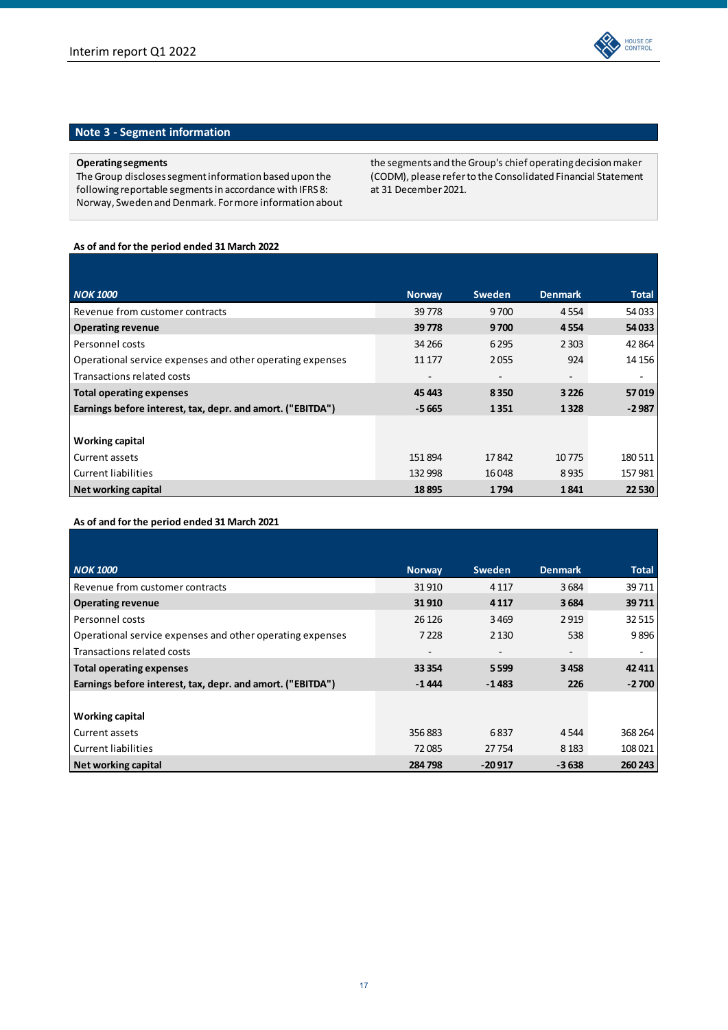## Note 3 - Segment information

**Operating segments**
The Group discloses segment information based upon the following reportable segments in accordance with IFRS 8: Norway, Sweden and Denmark. For more information about the segments and the Group's chief operating decision maker (CODM), please refer to the Consolidated Financial Statement at 31 December 2021.

**As of and for the period ended 31 March 2022**

| *NOK 1000* | Norway | Sweden | Denmark | Total |
|---|---|---|---|---|
| Revenue from customer contracts | 39 778 | 9 700 | 4 554 | 54 033 |
| **Operating revenue** | **39 778** | **9 700** | **4 554** | **54 033** |
| Personnel costs | 34 266 | 6 295 | 2 303 | 42 864 |
| Operational service expenses and other operating expenses | 11 177 | 2 055 | 924 | 14 156 |
| Transactions related costs | - | - | - | - |
| **Total operating expenses** | **45 443** | **8 350** | **3 226** | **57 019** |
| **Earnings before interest, tax, depr. and amort. ("EBITDA")** | **-5 665** | **1 351** | **1 328** | **-2 987** |
| | | | | |
| **Working capital** | | | | |
| Current assets | 151 894 | 17 842 | 10 775 | 180 511 |
| Current liabilities | 132 998 | 16 048 | 8 935 | 157 981 |
| **Net working capital** | **18 895** | **1 794** | **1 841** | **22 530** |

**As of and for the period ended 31 March 2021**

| *NOK 1000* | Norway | Sweden | Denmark | Total |
|---|---|---|---|---|
| Revenue from customer contracts | 31 910 | 4 117 | 3 684 | 39 711 |
| **Operating revenue** | **31 910** | **4 117** | **3 684** | **39 711** |
| Personnel costs | 26 126 | 3 469 | 2 919 | 32 515 |
| Operational service expenses and other operating expenses | 7 228 | 2 130 | 538 | 9 896 |
| Transactions related costs | - | - | - | - |
| **Total operating expenses** | **33 354** | **5 599** | **3 458** | **42 411** |
| **Earnings before interest, tax, depr. and amort. ("EBITDA")** | **-1 444** | **-1 483** | **226** | **-2 700** |
| | | | | |
| **Working capital** | | | | |
| Current assets | 356 883 | 6 837 | 4 544 | 368 264 |
| Current liabilities | 72 085 | 27 754 | 8 183 | 108 021 |
| **Net working capital** | **284 798** | **-20 917** | **-3 638** | **260 243** |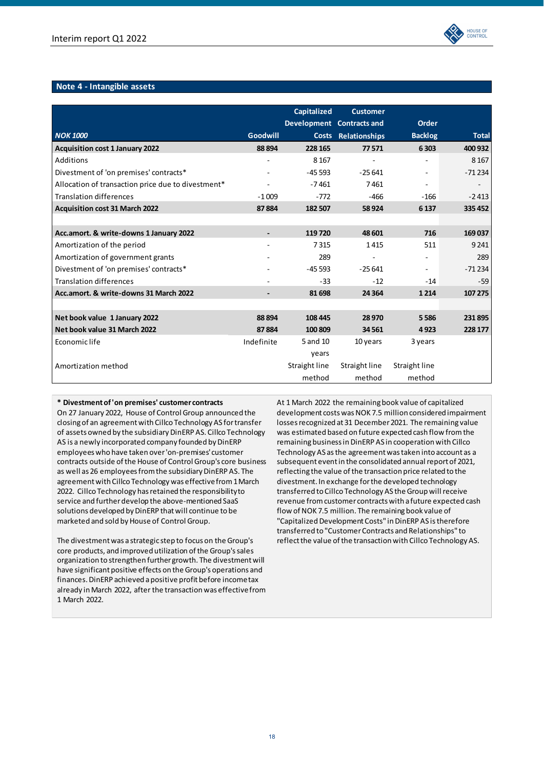## Note 4 - Intangible assets

| *NOK 1000* | Goodwill | Capitalized Development Costs | Customer Contracts and Relationships | Order Backlog | Total |
|---|---|---|---|---|---|
| **Acquisition cost 1 January 2022** | **88 894** | **228 165** | **77 571** | **6 303** | **400 932** |
| Additions | - | 8 167 | - | - | 8 167 |
| Divestment of 'on premises' contracts* | - | -45 593 | -25 641 | - | -71 234 |
| Allocation of transaction price due to divestment* | - | -7 461 | 7 461 | - | - |
| Translation differences | -1 009 | -772 | -466 | -166 | -2 413 |
| **Acquisition cost 31 March 2022** | **87 884** | **182 507** | **58 924** | **6 137** | **335 452** |
| | | | | | |
| **Acc.amort. & write-downs 1 January 2022** | **-** | **119 720** | **48 601** | **716** | **169 037** |
| Amortization of the period | - | 7 315 | 1 415 | 511 | 9 241 |
| Amortization of government grants | - | 289 | - | - | 289 |
| Divestment of 'on premises' contracts* | - | -45 593 | -25 641 | - | -71 234 |
| Translation differences | - | -33 | -12 | -14 | -59 |
| **Acc.amort. & write-downs 31 March 2022** | **-** | **81 698** | **24 364** | **1 214** | **107 275** |
| | | | | | |
| **Net book value 1 January 2022** | **88 894** | **108 445** | **28 970** | **5 586** | **231 895** |
| **Net book value 31 March 2022** | **87 884** | **100 809** | **34 561** | **4 923** | **228 177** |
| Economic life | Indefinite | 5 and 10 years | 10 years | 3 years | |
| Amortization method | | Straight line method | Straight line method | Straight line method | |

**\* Divestment of 'on premises' customer contracts**

On 27 January 2022, House of Control Group announced the closing of an agreement with Cillco Technology AS for transfer of assets owned by the subsidiary DinERP AS. Cillco Technology AS is a newly incorporated company founded by DinERP employees who have taken over 'on-premises' customer contracts outside of the House of Control Group's core business as well as 26 employees from the subsidiary DinERP AS. The agreement with Cillco Technology was effective from 1 March 2022. Cillco Technology has retained the responsibility to service and further develop the above-mentioned SaaS solutions developed by DinERP that will continue to be marketed and sold by House of Control Group.

The divestment was a strategic step to focus on the Group's core products, and improved utilization of the Group's sales organization to strengthen further growth. The divestment will have significant positive effects on the Group's operations and finances. DinERP achieved a positive profit before income tax already in March 2022, after the transaction was effective from 1 March 2022.

At 1 March 2022 the remaining book value of capitalized development costs was NOK 7.5 million considered impairment losses recognized at 31 December 2021. The remaining value was estimated based on future expected cash flow from the remaining business in DinERP AS in cooperation with Cillco Technology AS as the agreement was taken into account as a subsequent event in the consolidated annual report of 2021, reflecting the value of the transaction price related to the divestment. In exchange for the developed technology transferred to Cillco Technology AS the Group will receive revenue from customer contracts with a future expected cash flow of NOK 7.5 million. The remaining book value of "Capitalized Development Costs" in DinERP AS is therefore transferred to "Customer Contracts and Relationships" to reflect the value of the transaction with Cillco Technology AS.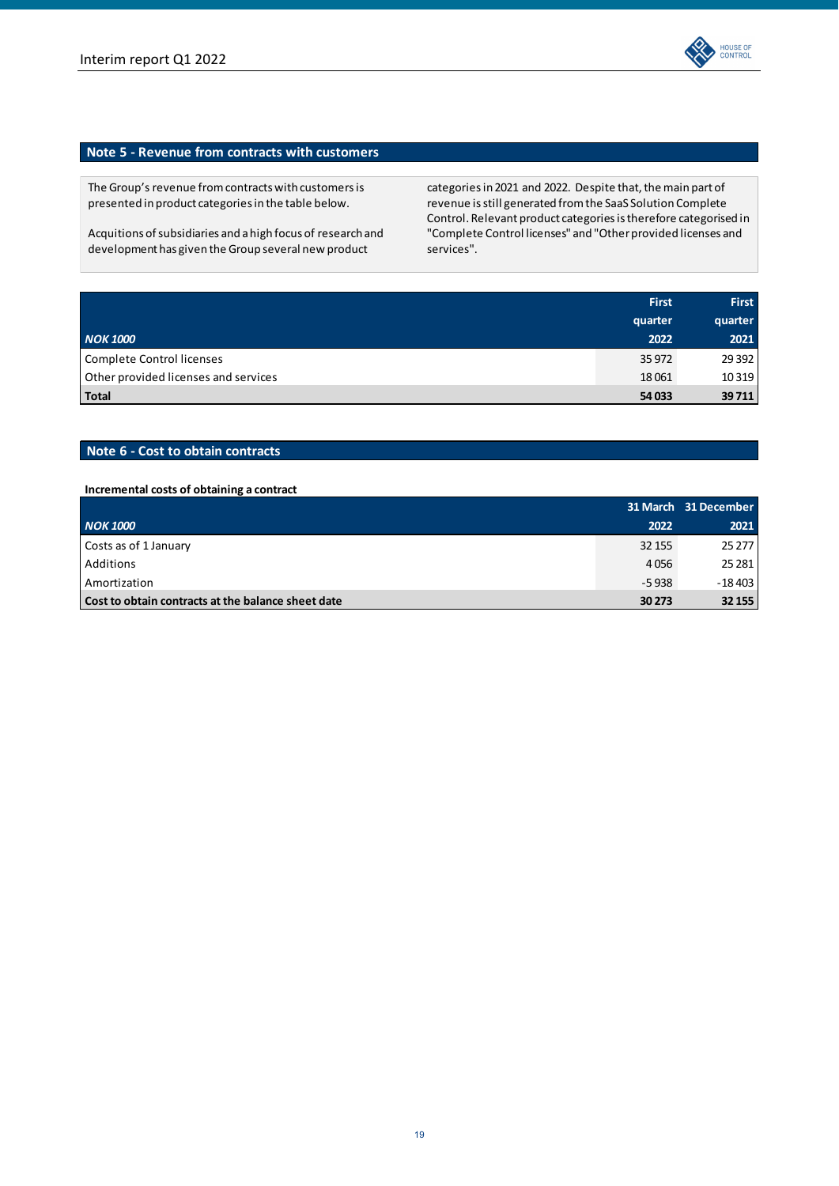## Note 5 - Revenue from contracts with customers

The Group's revenue from contracts with customers is presented in product categories in the table below.

Acquitions of subsidiaries and a high focus of research and development has given the Group several new product categories in 2021 and 2022. Despite that, the main part of revenue is still generated from the SaaS Solution Complete Control. Relevant product categories is therefore categorised in "Complete Control licenses" and "Other provided licenses and services".

| *NOK 1000* | First quarter 2022 | First quarter 2021 |
|---|---|---|
| Complete Control licenses | 35 972 | 29 392 |
| Other provided licenses and services | 18 061 | 10 319 |
| **Total** | **54 033** | **39 711** |

## Note 6 - Cost to obtain contracts

**Incremental costs of obtaining a contract**

| *NOK 1000* | 31 March 2022 | 31 December 2021 |
|---|---|---|
| Costs as of 1 January | 32 155 | 25 277 |
| Additions | 4 056 | 25 281 |
| Amortization | -5 938 | -18 403 |
| **Cost to obtain contracts at the balance sheet date** | **30 273** | **32 155** |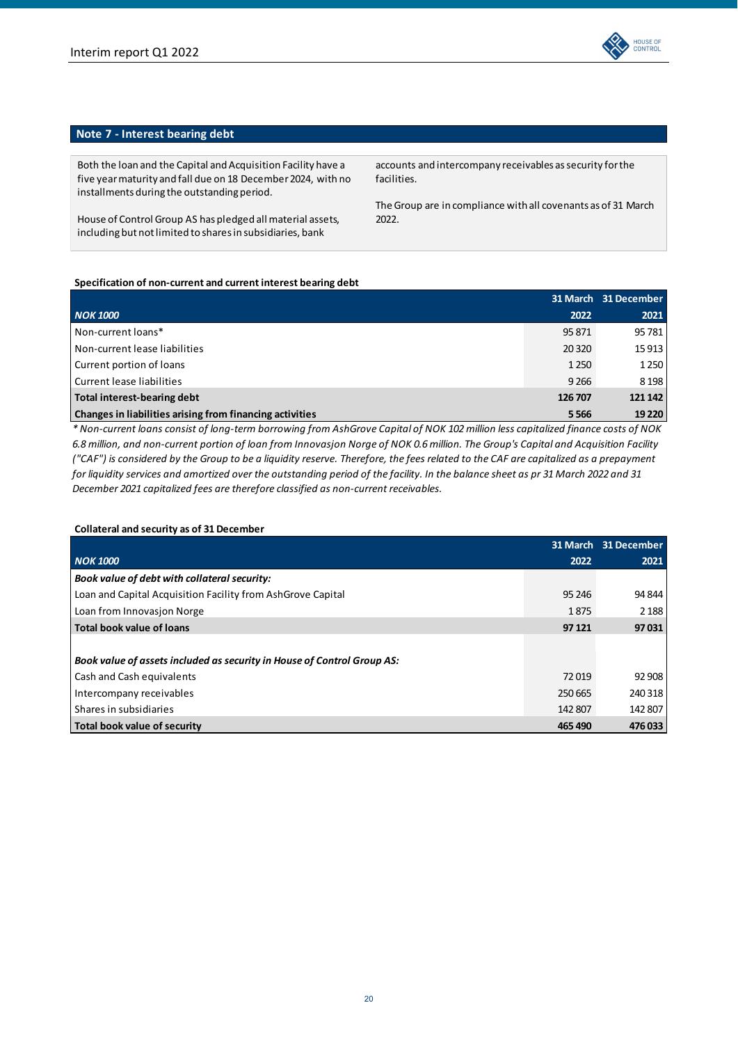## Note 7 - Interest bearing debt

Both the loan and the Capital and Acquisition Facility have a five year maturity and fall due on 18 December 2024, with no installments during the outstanding period.

House of Control Group AS has pledged all material assets, including but not limited to shares in subsidiaries, bank accounts and intercompany receivables as security for the facilities.

The Group are in compliance with all covenants as of 31 March 2022.

**Specification of non-current and current interest bearing debt**

| *NOK 1000* | 31 March 2022 | 31 December 2021 |
|---|---|---|
| Non-current loans* | 95 871 | 95 781 |
| Non-current lease liabilities | 20 320 | 15 913 |
| Current portion of loans | 1 250 | 1 250 |
| Current lease liabilities | 9 266 | 8 198 |
| **Total interest-bearing debt** | **126 707** | **121 142** |
| **Changes in liabilities arising from financing activities** | **5 566** | **19 220** |

*\* Non-current loans consist of long-term borrowing from AshGrove Capital of NOK 102 million less capitalized finance costs of NOK 6.8 million, and non-current portion of loan from Innovasjon Norge of NOK 0.6 million. The Group's Capital and Acquisition Facility ("CAF") is considered by the Group to be a liquidity reserve. Therefore, the fees related to the CAF are capitalized as a prepayment for liquidity services and amortized over the outstanding period of the facility. In the balance sheet as pr 31 March 2022 and 31 December 2021 capitalized fees are therefore classified as non-current receivables.*

**Collateral and security as of 31 December**

| *NOK 1000* | 31 March 2022 | 31 December 2021 |
|---|---|---|
| ***Book value of debt with collateral security:*** | | |
| Loan and Capital Acquisition Facility from AshGrove Capital | 95 246 | 94 844 |
| Loan from Innovasjon Norge | 1 875 | 2 188 |
| **Total book value of loans** | **97 121** | **97 031** |
| | | |
| ***Book value of assets included as security in House of Control Group AS:*** | | |
| Cash and Cash equivalents | 72 019 | 92 908 |
| Intercompany receivables | 250 665 | 240 318 |
| Shares in subsidiaries | 142 807 | 142 807 |
| **Total book value of security** | **465 490** | **476 033** |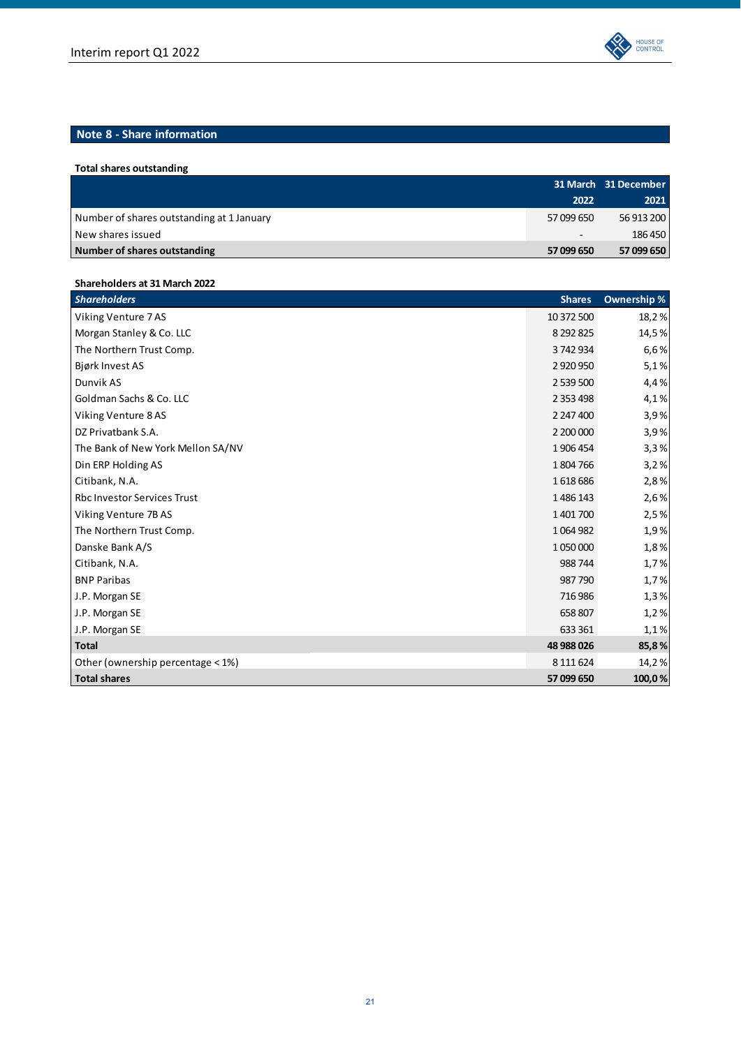## Note 8 - Share information

**Total shares outstanding**

| | 31 March 2022 | 31 December 2021 |
|---|---|---|
| Number of shares outstanding at 1 January | 57 099 650 | 56 913 200 |
| New shares issued | - | 186 450 |
| **Number of shares outstanding** | **57 099 650** | **57 099 650** |

**Shareholders at 31 March 2022**

| ***Shareholders*** | **Shares** | **Ownership %** |
|---|---|---|
| Viking Venture 7 AS | 10 372 500 | 18,2 % |
| Morgan Stanley & Co. LLC | 8 292 825 | 14,5 % |
| The Northern Trust Comp. | 3 742 934 | 6,6 % |
| Bjørk Invest AS | 2 920 950 | 5,1 % |
| Dunvik AS | 2 539 500 | 4,4 % |
| Goldman Sachs & Co. LLC | 2 353 498 | 4,1 % |
| Viking Venture 8 AS | 2 247 400 | 3,9 % |
| DZ Privatbank S.A. | 2 200 000 | 3,9 % |
| The Bank of New York Mellon SA/NV | 1 906 454 | 3,3 % |
| Din ERP Holding AS | 1 804 766 | 3,2 % |
| Citibank, N.A. | 1 618 686 | 2,8 % |
| Rbc Investor Services Trust | 1 486 143 | 2,6 % |
| Viking Venture 7B AS | 1 401 700 | 2,5 % |
| The Northern Trust Comp. | 1 064 982 | 1,9 % |
| Danske Bank A/S | 1 050 000 | 1,8 % |
| Citibank, N.A. | 988 744 | 1,7 % |
| BNP Paribas | 987 790 | 1,7 % |
| J.P. Morgan SE | 716 986 | 1,3 % |
| J.P. Morgan SE | 658 807 | 1,2 % |
| J.P. Morgan SE | 633 361 | 1,1 % |
| **Total** | **48 988 026** | **85,8 %** |
| Other (ownership percentage < 1%) | 8 111 624 | 14,2 % |
| **Total shares** | **57 099 650** | **100,0 %** |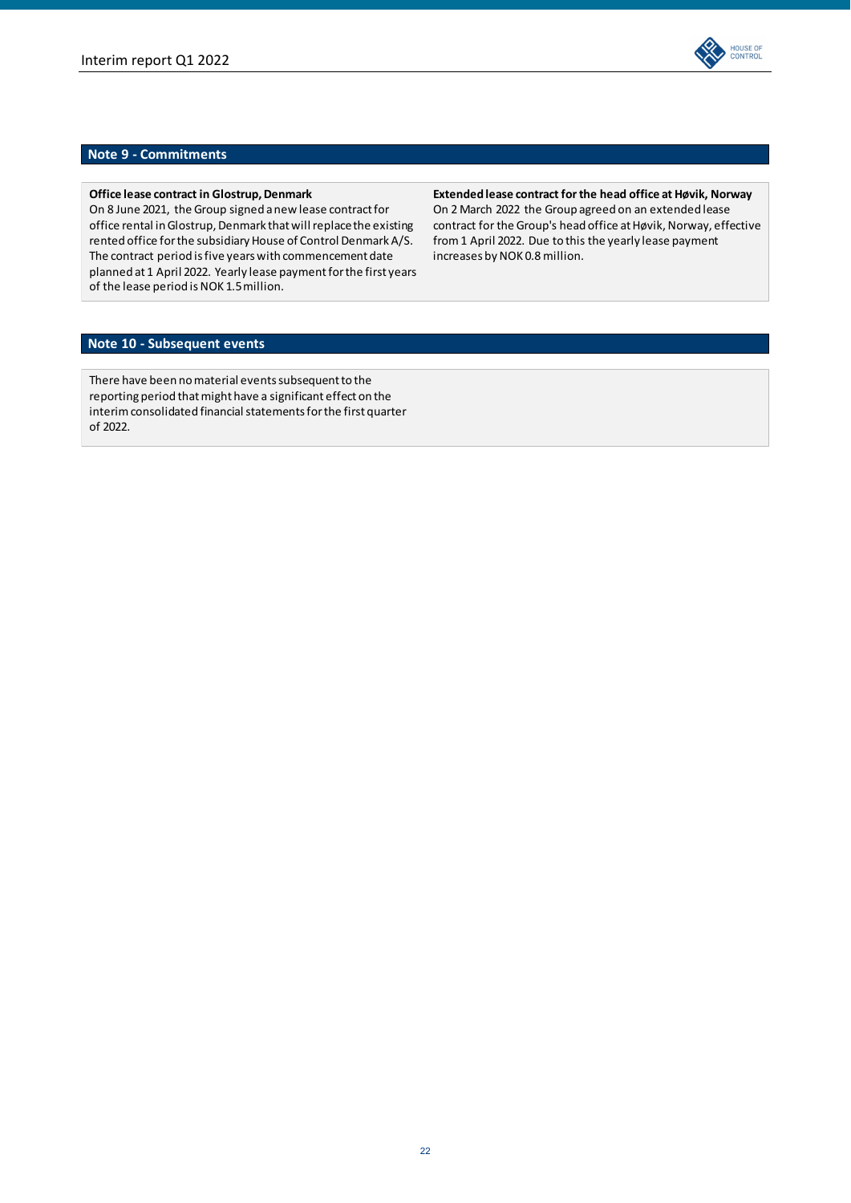## Note 9 - Commitments

**Office lease contract in Glostrup, Denmark**

On 8 June 2021, the Group signed a new lease contract for office rental in Glostrup, Denmark that will replace the existing rented office for the subsidiary House of Control Denmark A/S. The contract period is five years with commencement date planned at 1 April 2022. Yearly lease payment for the first years of the lease period is NOK 1.5 million.

**Extended lease contract for the head office at Høvik, Norway**

On 2 March 2022 the Group agreed on an extended lease contract for the Group's head office at Høvik, Norway, effective from 1 April 2022. Due to this the yearly lease payment increases by NOK 0.8 million.

## Note 10 - Subsequent events

There have been no material events subsequent to the reporting period that might have a significant effect on the interim consolidated financial statements for the first quarter of 2022.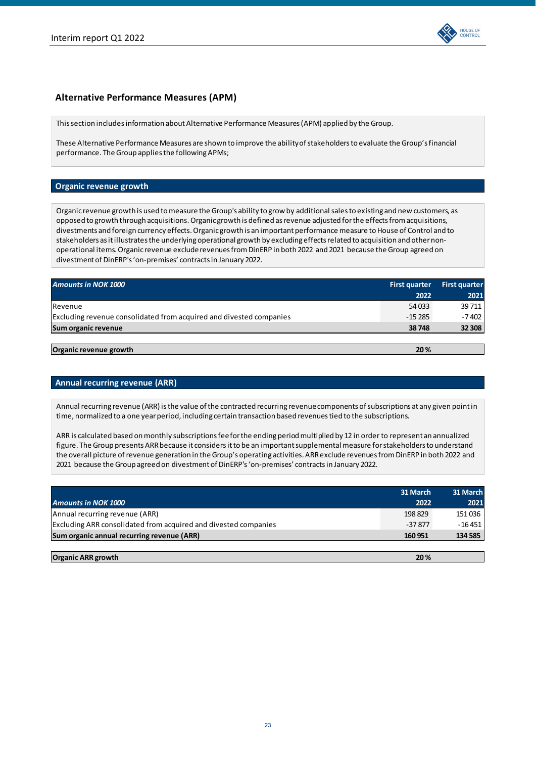## Alternative Performance Measures (APM)

This section includes information about Alternative Performance Measures (APM) applied by the Group.

These Alternative Performance Measures are shown to improve the ability of stakeholders to evaluate the Group's financial performance. The Group applies the following APMs;

### Organic revenue growth

Organic revenue growth is used to measure the Group's ability to grow by additional sales to existing and new customers, as opposed to growth through acquisitions. Organic growth is defined as revenue adjusted for the effects from acquisitions, divestments and foreign currency effects. Organic growth is an important performance measure to House of Control and to stakeholders as it illustrates the underlying operational growth by excluding effects related to acquisition and other non-operational items. Organic revenue exclude revenues from DinERP in both 2022 and 2021 because the Group agreed on divestment of DinERP's 'on-premises' contracts in January 2022.

| *Amounts in NOK 1000* | First quarter 2022 | First quarter 2021 |
|---|---|---|
| Revenue | 54 033 | 39 711 |
| Excluding revenue consolidated from acquired and divested companies | -15 285 | -7 402 |
| **Sum organic revenue** | **38 748** | **32 308** |
| | | |
| **Organic revenue growth** | **20 %** | |

### Annual recurring revenue (ARR)

Annual recurring revenue (ARR) is the value of the contracted recurring revenue components of subscriptions at any given point in time, normalized to a one year period, including certain transaction based revenues tied to the subscriptions.

ARR is calculated based on monthly subscriptions fee for the ending period multiplied by 12 in order to represent an annualized figure. The Group presents ARR because it considers it to be an important supplemental measure for stakeholders to understand the overall picture of revenue generation in the Group's operating activities. ARR exclude revenues from DinERP in both 2022 and 2021 because the Group agreed on divestment of DinERP's 'on-premises' contracts in January 2022.

| *Amounts in NOK 1000* | 31 March 2022 | 31 March 2021 |
|---|---|---|
| Annual recurring revenue (ARR) | 198 829 | 151 036 |
| Excluding ARR consolidated from acquired and divested companies | -37 877 | -16 451 |
| **Sum organic annual recurring revenue (ARR)** | **160 951** | **134 585** |
| | | |
| **Organic ARR growth** | **20 %** | |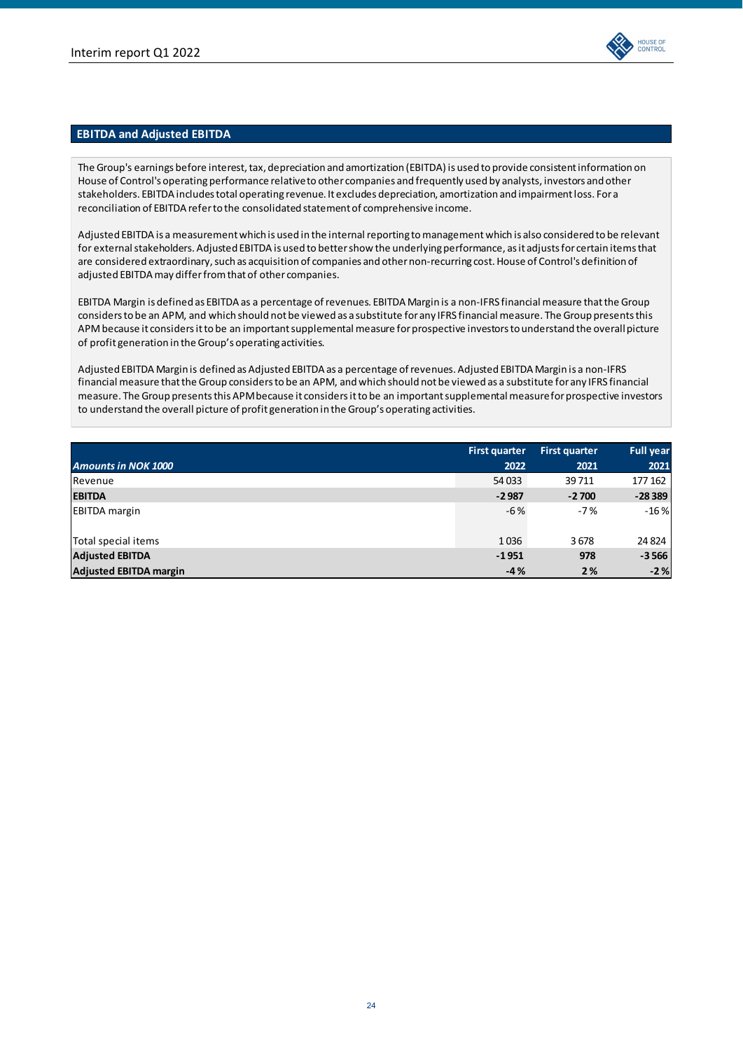## EBITDA and Adjusted EBITDA

The Group's earnings before interest, tax, depreciation and amortization (EBITDA) is used to provide consistent information on House of Control's operating performance relative to other companies and frequently used by analysts, investors and other stakeholders. EBITDA includes total operating revenue. It excludes depreciation, amortization and impairment loss. For a reconciliation of EBITDA refer to the consolidated statement of comprehensive income.

Adjusted EBITDA is a measurement which is used in the internal reporting to management which is also considered to be relevant for external stakeholders. Adjusted EBITDA is used to better show the underlying performance, as it adjusts for certain items that are considered extraordinary, such as acquisition of companies and other non-recurring cost. House of Control's definition of adjusted EBITDA may differ from that of other companies.

EBITDA Margin is defined as EBITDA as a percentage of revenues. EBITDA Margin is a non-IFRS financial measure that the Group considers to be an APM, and which should not be viewed as a substitute for any IFRS financial measure. The Group presents this APM because it considers it to be an important supplemental measure for prospective investors to understand the overall picture of profit generation in the Group's operating activities.

Adjusted EBITDA Margin is defined as Adjusted EBITDA as a percentage of revenues. Adjusted EBITDA Margin is a non-IFRS financial measure that the Group considers to be an APM, and which should not be viewed as a substitute for any IFRS financial measure. The Group presents this APM because it considers it to be an important supplemental measure for prospective investors to understand the overall picture of profit generation in the Group's operating activities.

| *Amounts in NOK 1000* | First quarter 2022 | First quarter 2021 | Full year 2021 |
|---|---|---|---|
| Revenue | 54 033 | 39 711 | 177 162 |
| **EBITDA** | **-2 987** | **-2 700** | **-28 389** |
| EBITDA margin | -6 % | -7 % | -16 % |
| | | | |
| Total special items | 1 036 | 3 678 | 24 824 |
| **Adjusted EBITDA** | **-1 951** | **978** | **-3 566** |
| **Adjusted EBITDA margin** | **-4 %** | **2 %** | **-2 %** |